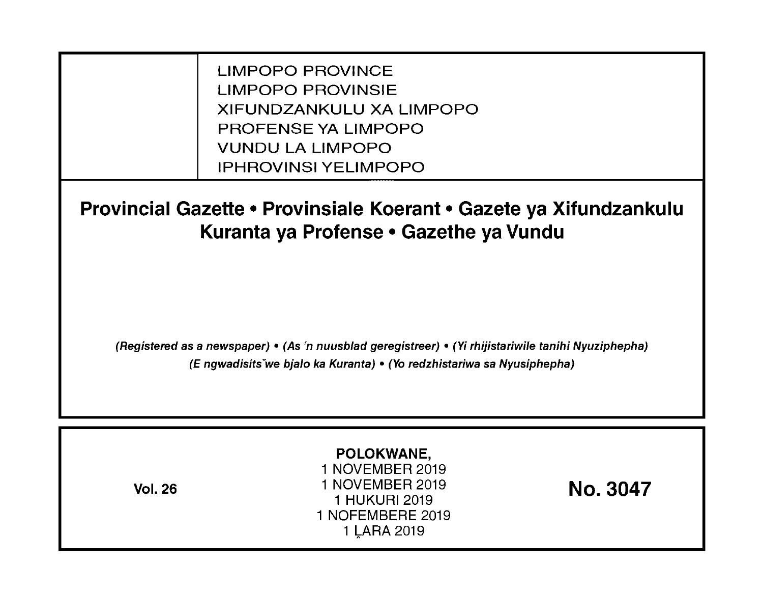LIMPOPO PROVINCE
LIMPOPO PROVINSIE
XIFUNDZANKULU XA LIMPOPO
PROFENSE YA LIMPOPO
VUNDU LA LIMPOPO
IPHROVINSI YELIMPOPO

# Provincial Gazette • Provinsiale Koerant • Gazete ya Xifundzankulu Kuranta ya Profense • Gazethe ya Vundu

*(Registered as a newspaper) • (As 'n nuusblad geregistreer) • (Yi rhijistariwile tanihi Nyuziphepha) (E ngwadisitšwe bjalo ka Kuranta) • (Yo redzhistariwa sa Nyusiphepha)*

**Vol. 26**

**POLOKWANE,**
1 NOVEMBER 2019
1 NOVEMBER 2019
1 HUKURI 2019
1 NOFEMBERE 2019
1 Ḽ̂ARA 2019

**No. 3047**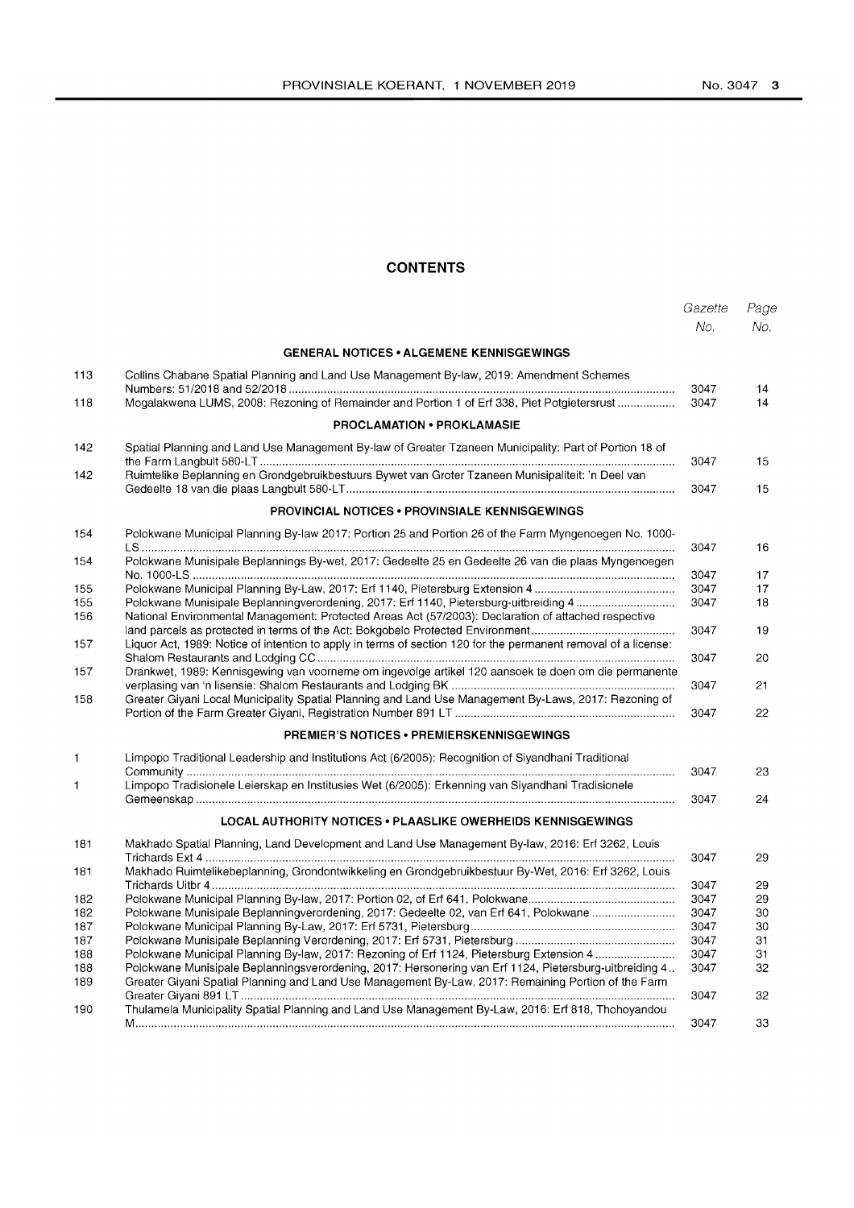## CONTENTS

| | | Gazette No. | Page No. |
|---|---|---|---|
| | **GENERAL NOTICES • ALGEMENE KENNISGEWINGS** | | |
| 113 | Collins Chabane Spatial Planning and Land Use Management By-law, 2019: Amendment Schemes Numbers: 51/2018 and 52/2018 | 3047 | 14 |
| 118 | Mogalakwena LUMS, 2008: Rezoning of Remainder and Portion 1 of Erf 338, Piet Potgietersrust | 3047 | 14 |
| | **PROCLAMATION • PROKLAMASIE** | | |
| 142 | Spatial Planning and Land Use Management By-law of Greater Tzaneen Municipality: Part of Portion 18 of the Farm Langbult 580-LT | 3047 | 15 |
| 142 | Ruimtelike Beplanning en Grondgebruikbestuurs Bywet van Groter Tzaneen Munisipaliteit: 'n Deel van Gedeelte 18 van die plaas Langbult 580-LT | 3047 | 15 |
| | **PROVINCIAL NOTICES • PROVINSIALE KENNISGEWINGS** | | |
| 154 | Polokwane Municipal Planning By-law 2017: Portion 25 and Portion 26 of the Farm Myngenoegen No. 1000-LS | 3047 | 16 |
| 154 | Polokwane Munisipale Beplannings By-wet, 2017: Gedeelte 25 en Gedeelte 26 van die plaas Myngenoegen No. 1000-LS | 3047 | 17 |
| 155 | Polokwane Municipal Planning By-Law, 2017: Erf 1140, Pietersburg Extension 4 | 3047 | 17 |
| 155 | Polokwane Munisipale Beplanningverordening, 2017: Erf 1140, Pietersburg-uitbreiding 4 | 3047 | 18 |
| 156 | National Environmental Management: Protected Areas Act (57/2003): Declaration of attached respective land parcels as protected in terms of the Act: Bokgobelo Protected Environment | 3047 | 19 |
| 157 | Liquor Act, 1989: Notice of intention to apply in terms of section 120 for the permanent removal of a license: Shalom Restaurants and Lodging CC | 3047 | 20 |
| 157 | Drankwet, 1989: Kennisgewing van voorneme om ingevolge artikel 120 aansoek te doen om die permanente verplasing van 'n lisensie: Shalom Restaurants and Lodging BK | 3047 | 21 |
| 158 | Greater Giyani Local Municipality Spatial Planning and Land Use Management By-Laws, 2017: Rezoning of Portion of the Farm Greater Giyani, Registration Number 891 LT | 3047 | 22 |
| | **PREMIER'S NOTICES • PREMIERSKENNISGEWINGS** | | |
| 1 | Limpopo Traditional Leadership and Institutions Act (6/2005): Recognition of Siyandhani Traditional Community | 3047 | 23 |
| 1 | Limpopo Tradisionele Leierskap en Institusies Wet (6/2005): Erkenning van Siyandhani Tradisionele Gemeenskap | 3047 | 24 |
| | **LOCAL AUTHORITY NOTICES • PLAASLIKE OWERHEIDS KENNISGEWINGS** | | |
| 181 | Makhado Spatial Planning, Land Development and Land Use Management By-law, 2016: Erf 3262, Louis Trichards Ext 4 | 3047 | 29 |
| 181 | Makhado Ruimtelikebeplanning, Grondontwikkeling en Grondgebruikbestuur By-Wet, 2016: Erf 3262, Louis Trichards Uitbr 4 | 3047 | 29 |
| 182 | Polokwane Municipal Planning By-law, 2017: Portion 02, of Erf 641, Polokwane | 3047 | 29 |
| 182 | Polokwane Munisipale Beplanningverordening, 2017: Gedeelte 02, van Erf 641, Polokwane | 3047 | 30 |
| 187 | Polokwane Municipal Planning By-Law, 2017: Erf 5731, Pietersburg | 3047 | 30 |
| 187 | Polokwane Munisipale Beplanning Verordening, 2017: Erf 5731, Pietersburg | 3047 | 31 |
| 188 | Polokwane Municipal Planning By-law, 2017: Rezoning of Erf 1124, Pietersburg Extension 4 | 3047 | 31 |
| 188 | Polokwane Munisipale Beplanningsverordening, 2017: Hersonering van Erf 1124, Pietersburg-uitbreiding 4 | 3047 | 32 |
| 189 | Greater Giyani Spatial Planning and Land Use Management By-Law, 2017: Remaining Portion of the Farm Greater Giyani 891 LT | 3047 | 32 |
| 190 | Thulamela Municipality Spatial Planning and Land Use Management By-Law, 2016: Erf 818, Thohoyandou M | 3047 | 33 |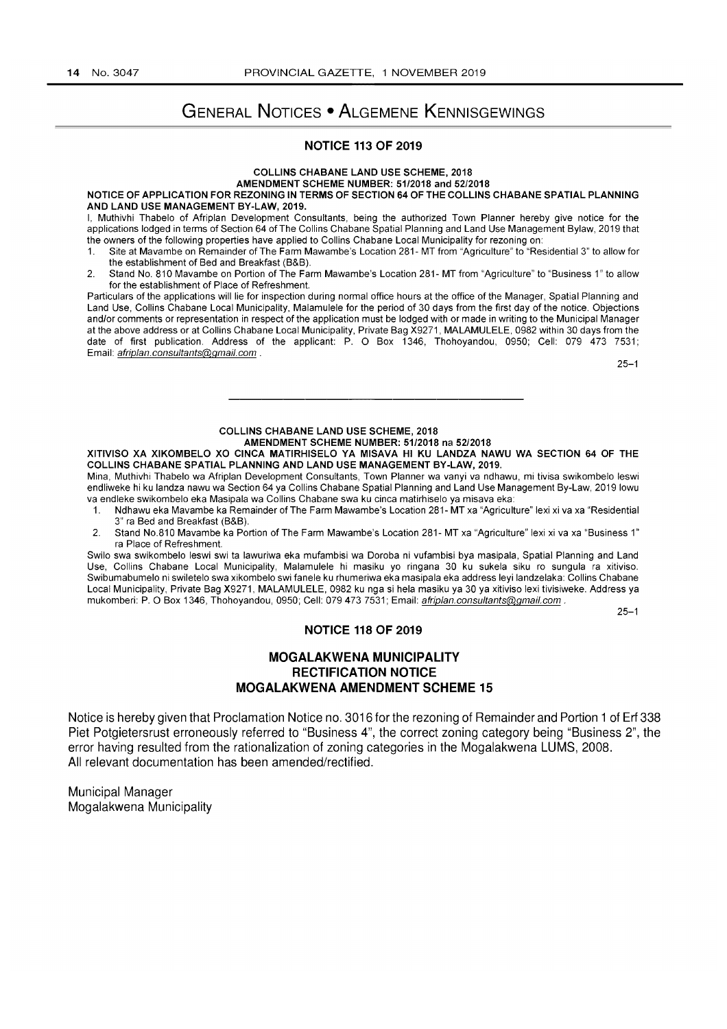# GENERAL NOTICES • ALGEMENE KENNISGEWINGS

## NOTICE 113 OF 2019

**COLLINS CHABANE LAND USE SCHEME, 2018**
**AMENDMENT SCHEME NUMBER: 51/2018 and 52/2018**

**NOTICE OF APPLICATION FOR REZONING IN TERMS OF SECTION 64 OF THE COLLINS CHABANE SPATIAL PLANNING AND LAND USE MANAGEMENT BY-LAW, 2019.**

I, Muthivhi Thabelo of Afriplan Development Consultants, being the authorized Town Planner hereby give notice for the applications lodged in terms of Section 64 of The Collins Chabane Spatial Planning and Land Use Management Bylaw, 2019 that the owners of the following properties have applied to Collins Chabane Local Municipality for rezoning on:

1. Site at Mavambe on Remainder of The Farm Mawambe's Location 281- MT from "Agriculture" to "Residential 3" to allow for the establishment of Bed and Breakfast (B&B).
2. Stand No. 810 Mavambe on Portion of The Farm Mawambe's Location 281- MT from "Agriculture" to "Business 1" to allow for the establishment of Place of Refreshment.

Particulars of the applications will lie for inspection during normal office hours at the office of the Manager, Spatial Planning and Land Use, Collins Chabane Local Municipality, Malamulele for the period of 30 days from the first day of the notice. Objections and/or comments or representation in respect of the application must be lodged with or made in writing to the Municipal Manager at the above address or at Collins Chabane Local Municipality, Private Bag X9271, MALAMULELE, 0982 within 30 days from the date of first publication. Address of the applicant: P. O Box 1346, Thohoyandou, 0950; Cell: 079 473 7531; Email: afriplan.consultants@gmail.com .

25–1

---

**COLLINS CHABANE LAND USE SCHEME, 2018**
**AMENDMENT SCHEME NUMBER: 51/2018 na 52/2018**

**XITIVISO XA XIKOMBELO XO CINCA MATIRHISELO YA MISAVA HI KU LANDZA NAWU WA SECTION 64 OF THE COLLINS CHABANE SPATIAL PLANNING AND LAND USE MANAGEMENT BY-LAW, 2019.**

Mina, Muthivhi Thabelo wa Afriplan Development Consultants, Town Planner wa vanyi va ndhawu, mi tivisa swikombelo leswi endliweke hi ku landza nawu wa Section 64 ya Collins Chabane Spatial Planning and Land Use Management By-Law, 2019 lowu va endleke swikombelo eka Masipala wa Collins Chabane swa ku cinca matirhiselo ya misava eka:

1. Ndhawu eka Mavambe ka Remainder of The Farm Mawambe's Location 281- MT xa "Agriculture" lexi xi va xa "Residential 3" ra Bed and Breakfast (B&B).
2. Stand No.810 Mavambe ka Portion of The Farm Mawambe's Location 281- MT xa "Agriculture" lexi xi va xa "Business 1" ra Place of Refreshment.

Swilo swa swikombelo leswi swi ta lawuriwa eka mufambisi wa Doroba ni vufambisi bya masipala, Spatial Planning and Land Use, Collins Chabane Local Municipality, Malamulele hi masiku yo ringana 30 ku sukela siku ro sungula ra xitiviso. Swibumabumelo ni swiletelo swa xikombelo swi fanele ku rhumeriwa eka masipala eka address leyi landzelaka: Collins Chabane Local Municipality, Private Bag X9271, MALAMULELE, 0982 ku nga si hela masiku ya 30 ya xitiviso lexi tivisiweke. Address ya mukomberi: P. O Box 1346, Thohoyandou, 0950; Cell: 079 473 7531; Email: afriplan.consultants@gmail.com .

25–1

## NOTICE 118 OF 2019

### MOGALAKWENA MUNICIPALITY
### RECTIFICATION NOTICE
### MOGALAKWENA AMENDMENT SCHEME 15

Notice is hereby given that Proclamation Notice no. 3016 for the rezoning of Remainder and Portion 1 of Erf 338 Piet Potgietersrust erroneously referred to "Business 4", the correct zoning category being "Business 2", the error having resulted from the rationalization of zoning categories in the Mogalakwena LUMS, 2008.
All relevant documentation has been amended/rectified.

Municipal Manager
Mogalakwena Municipality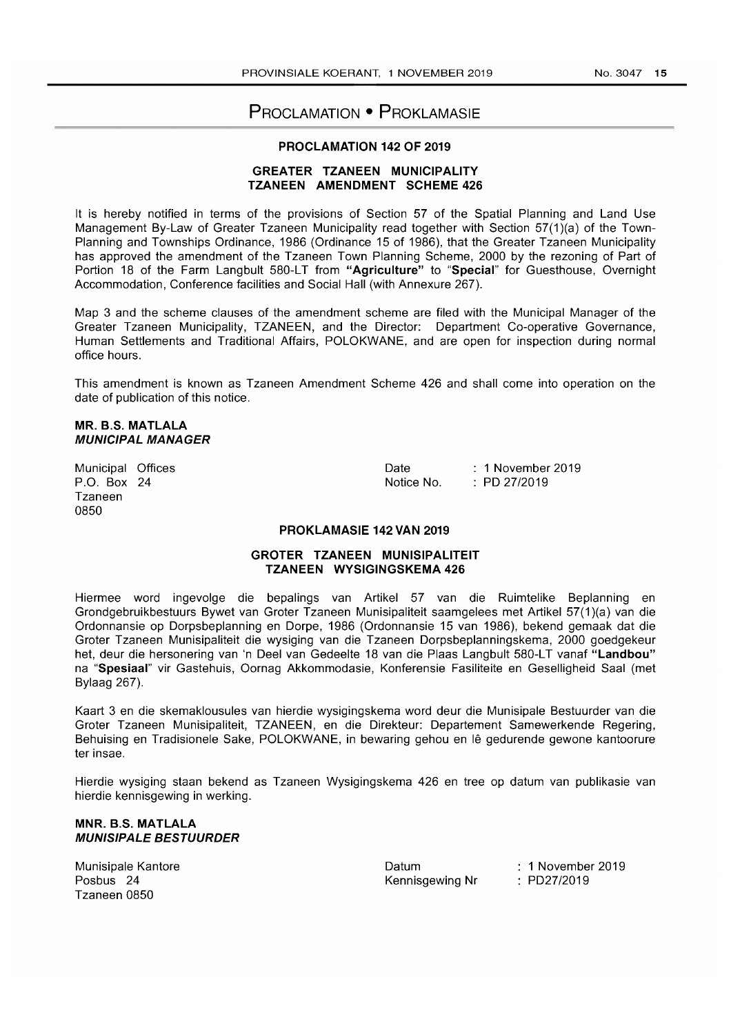# PROCLAMATION • PROKLAMASIE

## PROCLAMATION 142 OF 2019

### GREATER TZANEEN MUNICIPALITY
### TZANEEN AMENDMENT SCHEME 426

It is hereby notified in terms of the provisions of Section 57 of the Spatial Planning and Land Use Management By-Law of Greater Tzaneen Municipality read together with Section 57(1)(a) of the Town-Planning and Townships Ordinance, 1986 (Ordinance 15 of 1986), that the Greater Tzaneen Municipality has approved the amendment of the Tzaneen Town Planning Scheme, 2000 by the rezoning of Part of Portion 18 of the Farm Langbult 580-LT from **"Agriculture"** to "**Special**" for Guesthouse, Overnight Accommodation, Conference facilities and Social Hall (with Annexure 267).

Map 3 and the scheme clauses of the amendment scheme are filed with the Municipal Manager of the Greater Tzaneen Municipality, TZANEEN, and the Director: Department Co-operative Governance, Human Settlements and Traditional Affairs, POLOKWANE, and are open for inspection during normal office hours.

This amendment is known as Tzaneen Amendment Scheme 426 and shall come into operation on the date of publication of this notice.

**MR. B.S. MATLALA**
***MUNICIPAL MANAGER***

Municipal Offices
P.O. Box 24
Tzaneen
0850

Date : 1 November 2019
Notice No. : PD 27/2019

## PROKLAMASIE 142 VAN 2019

### GROTER TZANEEN MUNISIPALITEIT
### TZANEEN WYSIGINGSKEMA 426

Hiermee word ingevolge die bepalings van Artikel 57 van die Ruimtelike Beplanning en Grondgebruikbestuurs Bywet van Groter Tzaneen Munisipaliteit saamgelees met Artikel 57(1)(a) van die Ordonnansie op Dorpsbeplanning en Dorpe, 1986 (Ordonnansie 15 van 1986), bekend gemaak dat die Groter Tzaneen Munisipaliteit die wysiging van die Tzaneen Dorpsbeplanningskema, 2000 goedgekeur het, deur die hersonering van 'n Deel van Gedeelte 18 van die Plaas Langbult 580-LT vanaf **"Landbou"** na "**Spesiaal**" vir Gastehuis, Oornag Akkommodasie, Konferensie Fasiliteite en Geselligheid Saal (met Bylaag 267).

Kaart 3 en die skemaklousules van hierdie wysigingskema word deur die Munisipale Bestuurder van die Groter Tzaneen Munisipaliteit, TZANEEN, en die Direkteur: Departement Samewerkende Regering, Behuising en Tradisionele Sake, POLOKWANE, in bewaring gehou en lê gedurende gewone kantoorure ter insae.

Hierdie wysiging staan bekend as Tzaneen Wysigingskema 426 en tree op datum van publikasie van hierdie kennisgewing in werking.

**MNR. B.S. MATLALA**
***MUNISIPALE BESTUURDER***

Munisipale Kantore
Posbus 24
Tzaneen 0850

Datum : 1 November 2019
Kennisgewing Nr : PD27/2019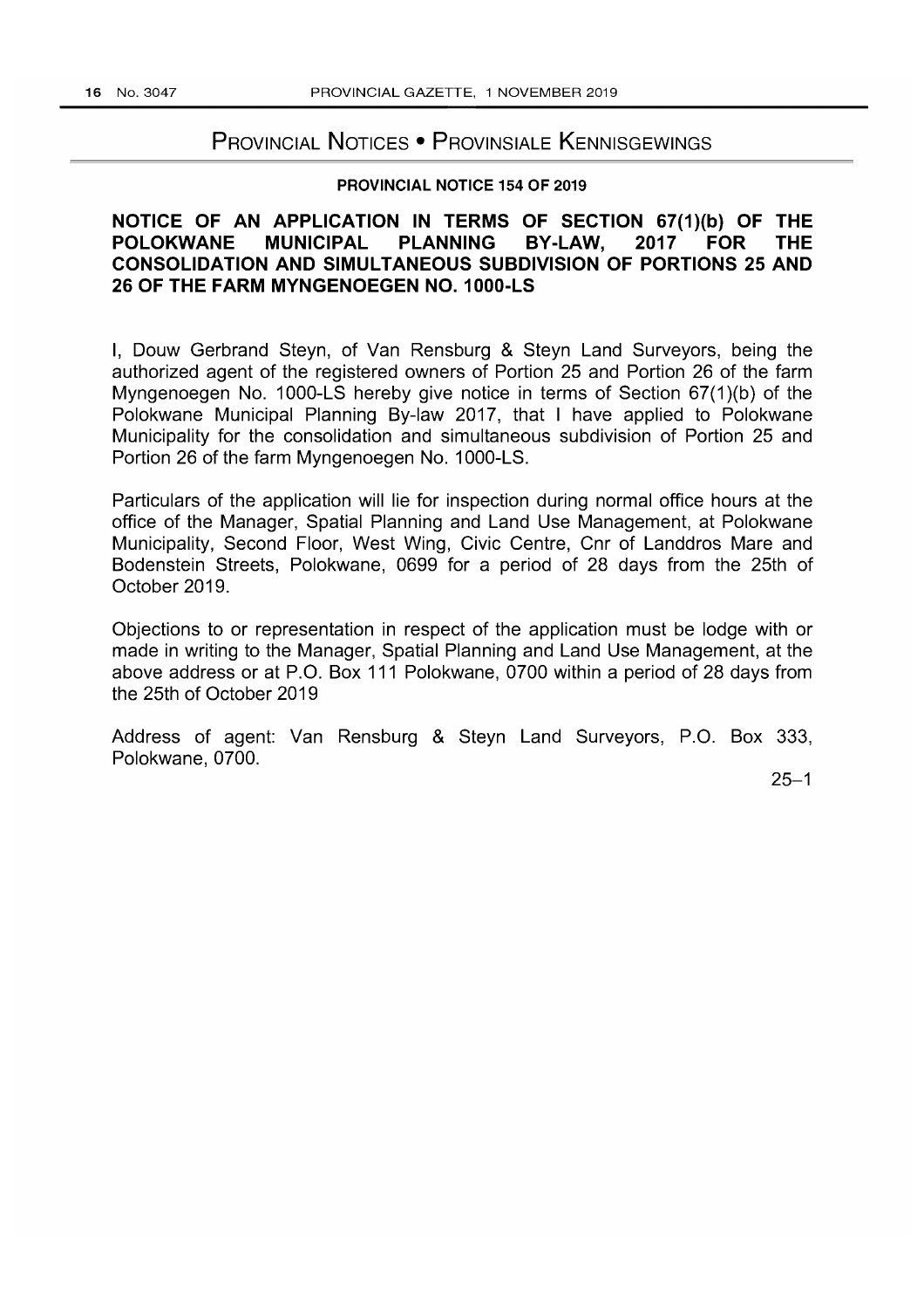# Provincial Notices • Provinsiale Kennisgewings

## PROVINCIAL NOTICE 154 OF 2019

### NOTICE OF AN APPLICATION IN TERMS OF SECTION 67(1)(b) OF THE POLOKWANE MUNICIPAL PLANNING BY-LAW, 2017 FOR THE CONSOLIDATION AND SIMULTANEOUS SUBDIVISION OF PORTIONS 25 AND 26 OF THE FARM MYNGENOEGEN NO. 1000-LS

I, Douw Gerbrand Steyn, of Van Rensburg & Steyn Land Surveyors, being the authorized agent of the registered owners of Portion 25 and Portion 26 of the farm Myngenoegen No. 1000-LS hereby give notice in terms of Section 67(1)(b) of the Polokwane Municipal Planning By-law 2017, that I have applied to Polokwane Municipality for the consolidation and simultaneous subdivision of Portion 25 and Portion 26 of the farm Myngenoegen No. 1000-LS.

Particulars of the application will lie for inspection during normal office hours at the office of the Manager, Spatial Planning and Land Use Management, at Polokwane Municipality, Second Floor, West Wing, Civic Centre, Cnr of Landdros Mare and Bodenstein Streets, Polokwane, 0699 for a period of 28 days from the 25th of October 2019.

Objections to or representation in respect of the application must be lodge with or made in writing to the Manager, Spatial Planning and Land Use Management, at the above address or at P.O. Box 111 Polokwane, 0700 within a period of 28 days from the 25th of October 2019

Address of agent: Van Rensburg & Steyn Land Surveyors, P.O. Box 333, Polokwane, 0700.

25–1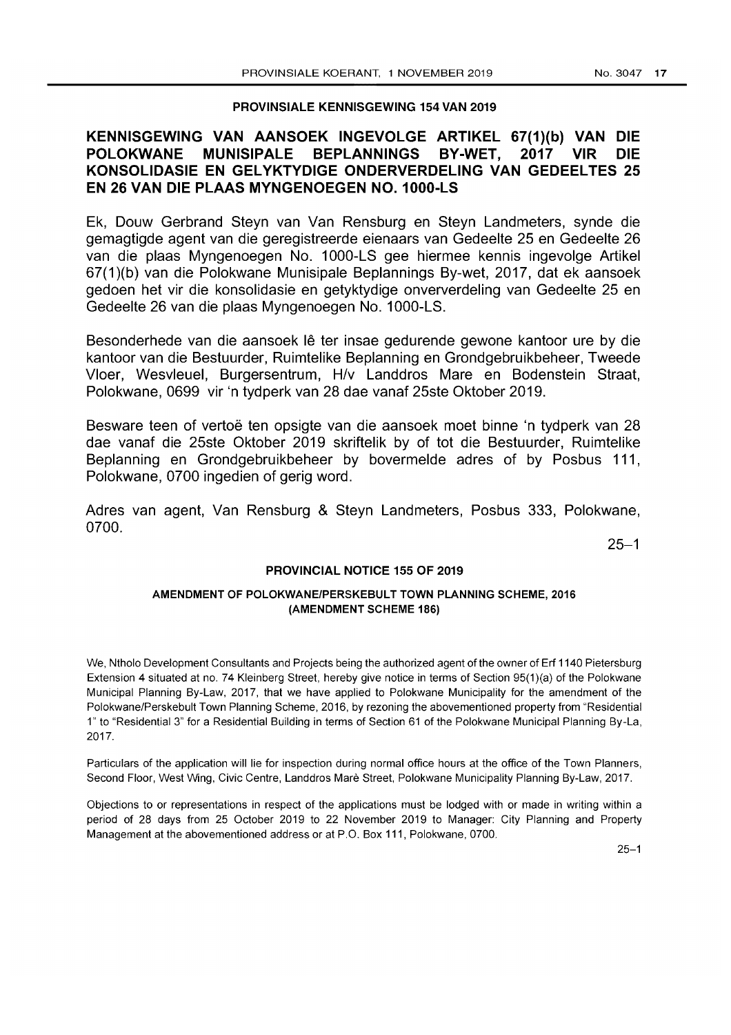## PROVINSIALE KENNISGEWING 154 VAN 2019

### KENNISGEWING VAN AANSOEK INGEVOLGE ARTIKEL 67(1)(b) VAN DIE POLOKWANE MUNISIPALE BEPLANNINGS BY-WET, 2017 VIR DIE KONSOLIDASIE EN GELYKTYDIGE ONDERVERDELING VAN GEDEELTES 25 EN 26 VAN DIE PLAAS MYNGENOEGEN NO. 1000-LS

Ek, Douw Gerbrand Steyn van Van Rensburg en Steyn Landmeters, synde die gemagtigde agent van die geregistreerde eienaars van Gedeelte 25 en Gedeelte 26 van die plaas Myngenoegen No. 1000-LS gee hiermee kennis ingevolge Artikel 67(1)(b) van die Polokwane Munisipale Beplannings By-wet, 2017, dat ek aansoek gedoen het vir die konsolidasie en getyktydige onververdeling van Gedeelte 25 en Gedeelte 26 van die plaas Myngenoegen No. 1000-LS.

Besonderhede van die aansoek lê ter insae gedurende gewone kantoor ure by die kantoor van die Bestuurder, Ruimtelike Beplanning en Grondgebruikbeheer, Tweede Vloer, Wesvleuel, Burgersentrum, H/v Landdros Mare en Bodenstein Straat, Polokwane, 0699 vir 'n tydperk van 28 dae vanaf 25ste Oktober 2019.

Besware teen of vertoë ten opsigte van die aansoek moet binne 'n tydperk van 28 dae vanaf die 25ste Oktober 2019 skriftelik by of tot die Bestuurder, Ruimtelike Beplanning en Grondgebruikbeheer by bovermelde adres of by Posbus 111, Polokwane, 0700 ingedien of gerig word.

Adres van agent, Van Rensburg & Steyn Landmeters, Posbus 333, Polokwane, 0700.

25–1

## PROVINCIAL NOTICE 155 OF 2019

### AMENDMENT OF POLOKWANE/PERSKEBULT TOWN PLANNING SCHEME, 2016 (AMENDMENT SCHEME 186)

We, Ntholo Development Consultants and Projects being the authorized agent of the owner of Erf 1140 Pietersburg Extension 4 situated at no. 74 Kleinberg Street, hereby give notice in terms of Section 95(1)(a) of the Polokwane Municipal Planning By-Law, 2017, that we have applied to Polokwane Municipality for the amendment of the Polokwane/Perskebult Town Planning Scheme, 2016, by rezoning the abovementioned property from "Residential 1" to "Residential 3" for a Residential Building in terms of Section 61 of the Polokwane Municipal Planning By-La, 2017.

Particulars of the application will lie for inspection during normal office hours at the office of the Town Planners, Second Floor, West Wing, Civic Centre, Landdros Marè Street, Polokwane Municipality Planning By-Law, 2017.

Objections to or representations in respect of the applications must be lodged with or made in writing within a period of 28 days from 25 October 2019 to 22 November 2019 to Manager: City Planning and Property Management at the abovementioned address or at P.O. Box 111, Polokwane, 0700.

25–1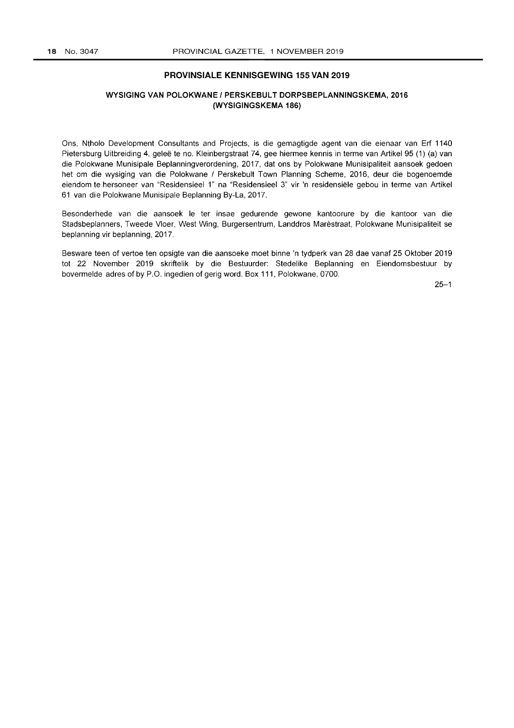## PROVINSIALE KENNISGEWING 155 VAN 2019

### WYSIGING VAN POLOKWANE / PERSKEBULT DORPSBEPLANNINGSKEMA, 2016 (WYSIGINGSKEMA 186)

Ons, Ntholo Development Consultants and Projects, is die gemagtigde agent van die eienaar van Erf 1140 Pietersburg Uitbreiding 4, geleë te no. Kleinbergstraat 74, gee hiermee kennis in terme van Artikel 95 (1) (a) van die Polokwane Munisipale Beplanningverordening, 2017, dat ons by Polokwane Munisipaliteit aansoek gedoen het om die wysiging van die Polokwane / Perskebult Town Planning Scheme, 2016, deur die bogenoemde eiendom te hersoneer van "Residensieel 1" na "Residensieel 3" vir 'n residensiële gebou in terme van Artikel 61 van die Polokwane Munisipale Beplanning By-La, 2017.

Besonderhede van die aansoek le ter insae gedurende gewone kantoorure by die kantoor van die Stadsbeplanners, Tweede Vloer, West Wing, Burgersentrum, Landdros Marèstraat, Polokwane Munisipaliteit se beplanning vir beplanning, 2017.

Besware teen of vertoe ten opsigte van die aansoeke moet binne 'n tydperk van 28 dae vanaf 25 Oktober 2019 tot 22 November 2019 skriftelik by die Bestuurder: Stedelike Beplanning en Eiendomsbestuur by bovermelde adres of by P.O. ingedien of gerig word. Box 111, Polokwane, 0700.

25–1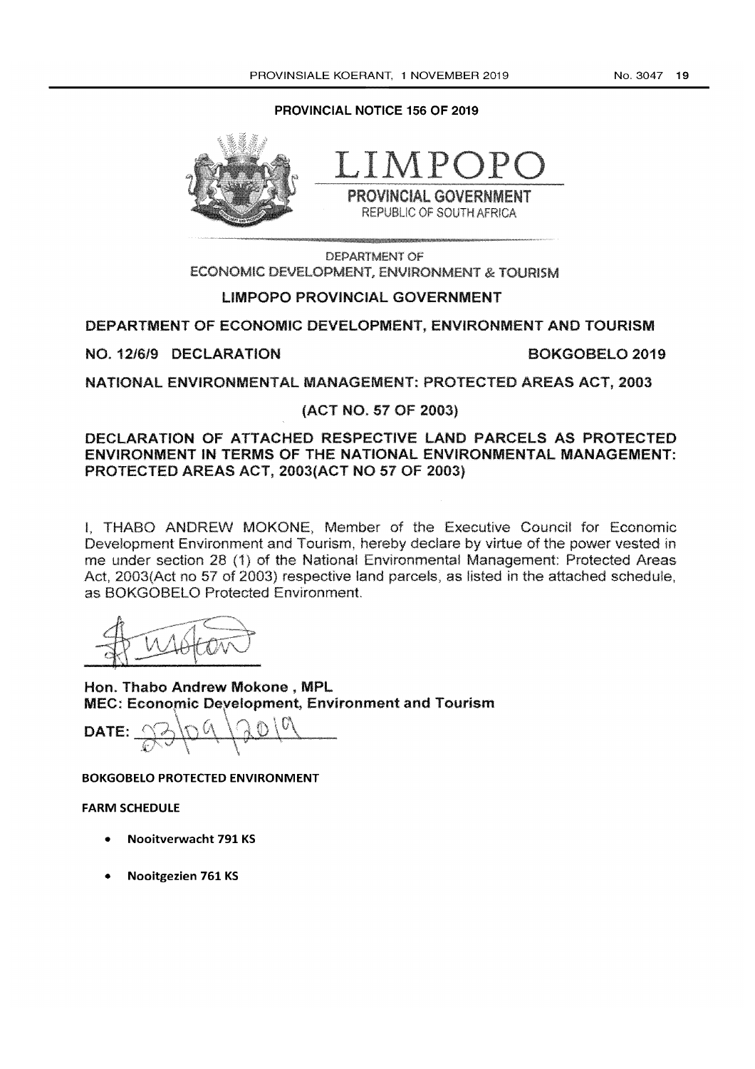**PROVINCIAL NOTICE 156 OF 2019**

LIMPOPO

PROVINCIAL GOVERNMENT

REPUBLIC OF SOUTH AFRICA

DEPARTMENT OF
ECONOMIC DEVELOPMENT, ENVIRONMENT & TOURISM

**LIMPOPO PROVINCIAL GOVERNMENT**

**DEPARTMENT OF ECONOMIC DEVELOPMENT, ENVIRONMENT AND TOURISM**

**NO. 12/6/9 DECLARATION BOKGOBELO 2019**

**NATIONAL ENVIRONMENTAL MANAGEMENT: PROTECTED AREAS ACT, 2003**

**(ACT NO. 57 OF 2003)**

**DECLARATION OF ATTACHED RESPECTIVE LAND PARCELS AS PROTECTED ENVIRONMENT IN TERMS OF THE NATIONAL ENVIRONMENTAL MANAGEMENT: PROTECTED AREAS ACT, 2003(ACT NO 57 OF 2003)**

I, THABO ANDREW MOKONE, Member of the Executive Council for Economic Development Environment and Tourism, hereby declare by virtue of the power vested in me under section 28 (1) of the National Environmental Management: Protected Areas Act, 2003(Act no 57 of 2003) respective land parcels, as listed in the attached schedule, as BOKGOBELO Protected Environment.

**Hon. Thabo Andrew Mokone , MPL**
**MEC: Economic Development, Environment and Tourism**

**DATE:** 23/09/2019

**BOKGOBELO PROTECTED ENVIRONMENT**

**FARM SCHEDULE**

- **Nooitverwacht 791 KS**
- **Nooitgezien 761 KS**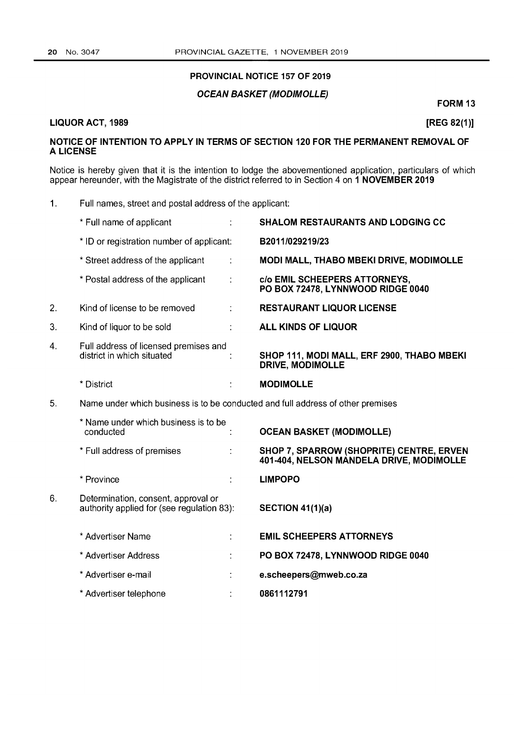## PROVINCIAL NOTICE 157 OF 2019

### *OCEAN BASKET (MODIMOLLE)*

**FORM 13**

**LIQUOR ACT, 1989** **[REG 82(1)]**

**NOTICE OF INTENTION TO APPLY IN TERMS OF SECTION 120 FOR THE PERMANENT REMOVAL OF A LICENSE**

Notice is hereby given that it is the intention to lodge the abovementioned application, particulars of which appear hereunder, with the Magistrate of the district referred to in Section 4 on **1 NOVEMBER 2019**

1. Full names, street and postal address of the applicant:

| | | |
|---|---|---|
| * Full name of applicant | : | **SHALOM RESTAURANTS AND LODGING CC** |
| * ID or registration number of applicant: | | **B2011/029219/23** |
| * Street address of the applicant | : | **MODI MALL, THABO MBEKI DRIVE, MODIMOLLE** |
| * Postal address of the applicant | : | **c/o EMIL SCHEEPERS ATTORNEYS, PO BOX 72478, LYNNWOOD RIDGE 0040** |

2. Kind of license to be removed : **RESTAURANT LIQUOR LICENSE**

3. Kind of liquor to be sold : **ALL KINDS OF LIQUOR**

4. Full address of licensed premises and district in which situated : **SHOP 111, MODI MALL, ERF 2900, THABO MBEKI DRIVE, MODIMOLLE**

| | | |
|---|---|---|
| * District | : | **MODIMOLLE** |

5. Name under which business is to be conducted and full address of other premises

| | | |
|---|---|---|
| * Name under which business is to be conducted | : | **OCEAN BASKET (MODIMOLLE)** |
| * Full address of premises | : | **SHOP 7, SPARROW (SHOPRITE) CENTRE, ERVEN 401-404, NELSON MANDELA DRIVE, MODIMOLLE** |
| * Province | : | **LIMPOPO** |

6. Determination, consent, approval or authority applied for (see regulation 83): **SECTION 41(1)(a)**

| | | |
|---|---|---|
| * Advertiser Name | : | **EMIL SCHEEPERS ATTORNEYS** |
| * Advertiser Address | : | **PO BOX 72478, LYNNWOOD RIDGE 0040** |
| * Advertiser e-mail | : | **e.scheepers@mweb.co.za** |
| * Advertiser telephone | : | **0861112791** |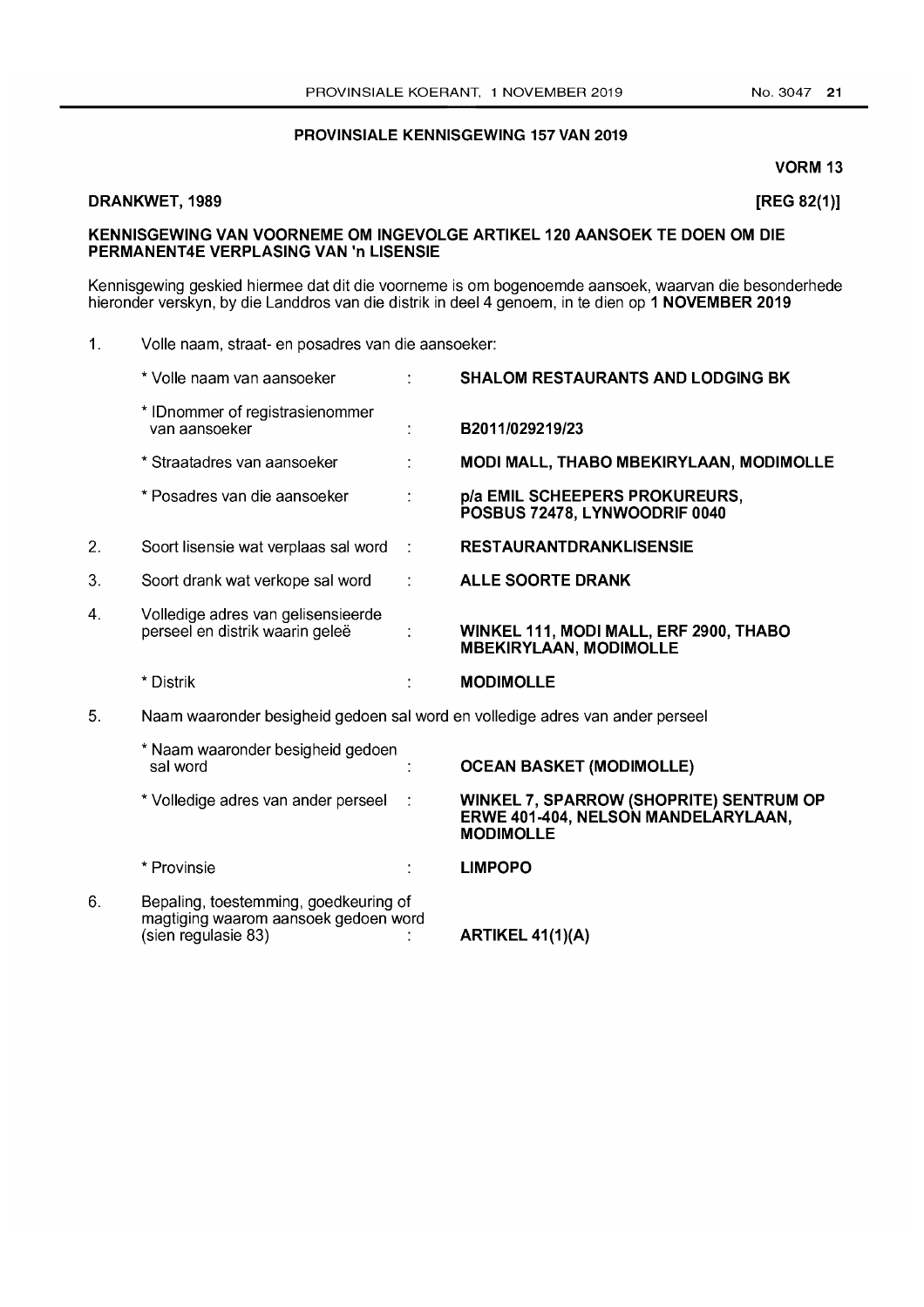## PROVINSIALE KENNISGEWING 157 VAN 2019

**VORM 13**

**DRANKWET, 1989** **[REG 82(1)]**

### KENNISGEWING VAN VOORNEME OM INGEVOLGE ARTIKEL 120 AANSOEK TE DOEN OM DIE PERMANENT4E VERPLASING VAN 'n LISENSIE

Kennisgewing geskied hiermee dat dit die voorneme is om bogenoemde aansoek, waarvan die besonderhede hieronder verskyn, by die Landdros van die distrik in deel 4 genoem, in te dien op **1 NOVEMBER 2019**

1. Volle naam, straat- en posadres van die aansoeker:

   * Volle naam van aansoeker : **SHALOM RESTAURANTS AND LODGING BK**

   * IDnommer of registrasienommer van aansoeker : **B2011/029219/23**

   * Straatadres van aansoeker : **MODI MALL, THABO MBEKIRYLAAN, MODIMOLLE**

   * Posadres van die aansoeker : **p/a EMIL SCHEEPERS PROKUREURS, POSBUS 72478, LYNWOODRIF 0040**

2. Soort lisensie wat verplaas sal word : **RESTAURANTDRANKLISENSIE**

3. Soort drank wat verkope sal word : **ALLE SOORTE DRANK**

4. Volledige adres van gelisensieerde perseel en distrik waarin geleë : **WINKEL 111, MODI MALL, ERF 2900, THABO MBEKIRYLAAN, MODIMOLLE**

   * Distrik : **MODIMOLLE**

5. Naam waaronder besigheid gedoen sal word en volledige adres van ander perseel

   * Naam waaronder besigheid gedoen sal word : **OCEAN BASKET (MODIMOLLE)**

   * Volledige adres van ander perseel : **WINKEL 7, SPARROW (SHOPRITE) SENTRUM OP ERWE 401-404, NELSON MANDELARYLAAN, MODIMOLLE**

   * Provinsie : **LIMPOPO**

6. Bepaling, toestemming, goedkeuring of magtiging waarom aansoek gedoen word (sien regulasie 83) : **ARTIKEL 41(1)(A)**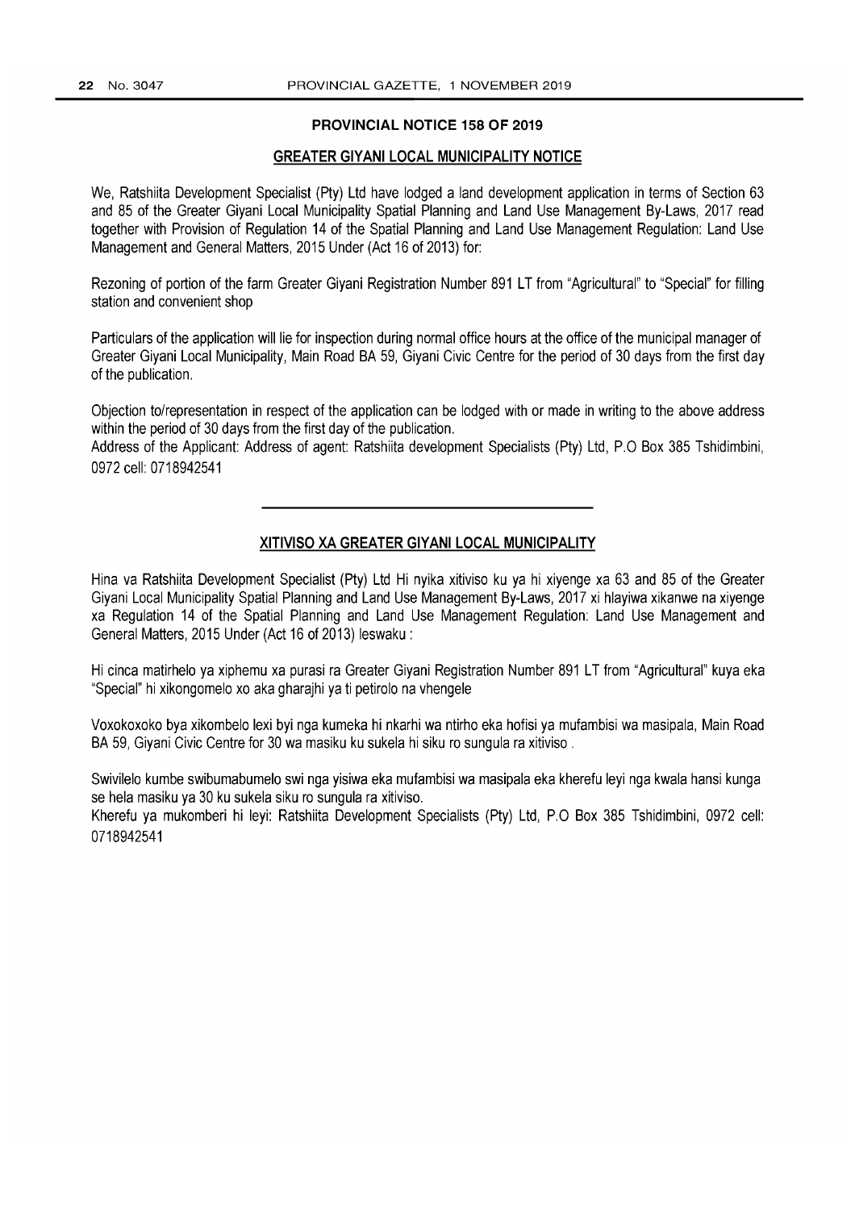## PROVINCIAL NOTICE 158 OF 2019

### GREATER GIYANI LOCAL MUNICIPALITY NOTICE

We, Ratshiita Development Specialist (Pty) Ltd have lodged a land development application in terms of Section 63 and 85 of the Greater Giyani Local Municipality Spatial Planning and Land Use Management By-Laws, 2017 read together with Provision of Regulation 14 of the Spatial Planning and Land Use Management Regulation: Land Use Management and General Matters, 2015 Under (Act 16 of 2013) for:

Rezoning of portion of the farm Greater Giyani Registration Number 891 LT from "Agricultural" to "Special" for filling station and convenient shop

Particulars of the application will lie for inspection during normal office hours at the office of the municipal manager of Greater Giyani Local Municipality, Main Road BA 59, Giyani Civic Centre for the period of 30 days from the first day of the publication.

Objection to/representation in respect of the application can be lodged with or made in writing to the above address within the period of 30 days from the first day of the publication.

Address of the Applicant: Address of agent: Ratshiita development Specialists (Pty) Ltd, P.O Box 385 Tshidimbini, 0972 cell: 0718942541

---

### XITIVISO XA GREATER GIYANI LOCAL MUNICIPALITY

Hina va Ratshiita Development Specialist (Pty) Ltd Hi nyika xitiviso ku ya hi xiyenge xa 63 and 85 of the Greater Giyani Local Municipality Spatial Planning and Land Use Management By-Laws, 2017 xi hlayiwa xikanwe na xiyenge xa Regulation 14 of the Spatial Planning and Land Use Management Regulation: Land Use Management and General Matters, 2015 Under (Act 16 of 2013) leswaku :

Hi cinca matirhelo ya xiphemu xa purasi ra Greater Giyani Registration Number 891 LT from "Agricultural" kuya eka "Special" hi xikongomelo xo aka gharajhi ya ti petirolo na vhengele

Voxokoxoko bya xikombelo lexi byi nga kumeka hi nkarhi wa ntirho eka hofisi ya mufambisi wa masipala, Main Road BA 59, Giyani Civic Centre for 30 wa masiku ku sukela hi siku ro sungula ra xitiviso .

Swivilelo kumbe swibumabumelo swi nga yisiwa eka mufambisi wa masipala eka kherefu leyi nga kwala hansi kunga se hela masiku ya 30 ku sukela siku ro sungula ra xitiviso.

Kherefu ya mukomberi hi leyi: Ratshiita Development Specialists (Pty) Ltd, P.O Box 385 Tshidimbini, 0972 cell: 0718942541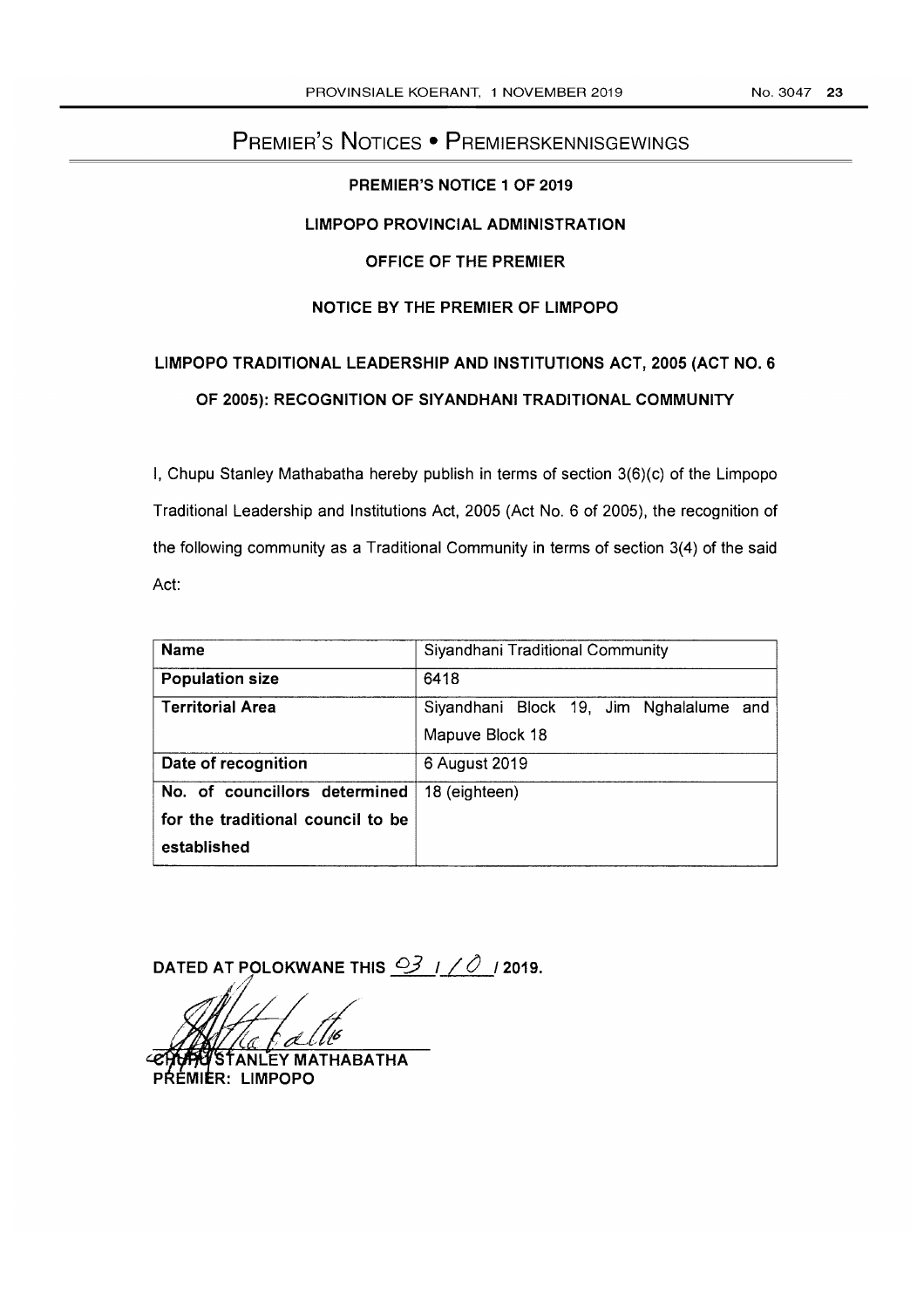# Premier's Notices • Premierskennisgewings

**PREMIER'S NOTICE 1 OF 2019**

**LIMPOPO PROVINCIAL ADMINISTRATION**

**OFFICE OF THE PREMIER**

**NOTICE BY THE PREMIER OF LIMPOPO**

**LIMPOPO TRADITIONAL LEADERSHIP AND INSTITUTIONS ACT, 2005 (ACT NO. 6 OF 2005): RECOGNITION OF SIYANDHANI TRADITIONAL COMMUNITY**

I, Chupu Stanley Mathabatha hereby publish in terms of section 3(6)(c) of the Limpopo Traditional Leadership and Institutions Act, 2005 (Act No. 6 of 2005), the recognition of the following community as a Traditional Community in terms of section 3(4) of the said Act:

| **Name** | Siyandhani Traditional Community |
|---|---|
| **Population size** | 6418 |
| **Territorial Area** | Siyandhani Block 19, Jim Nghalalume and Mapuve Block 18 |
| **Date of recognition** | 6 August 2019 |
| **No. of councillors determined for the traditional council to be established** | 18 (eighteen) |

**DATED AT POLOKWANE THIS 03 / 10 / 2019.**

**CHUPU STANLEY MATHABATHA**
**PREMIER: LIMPOPO**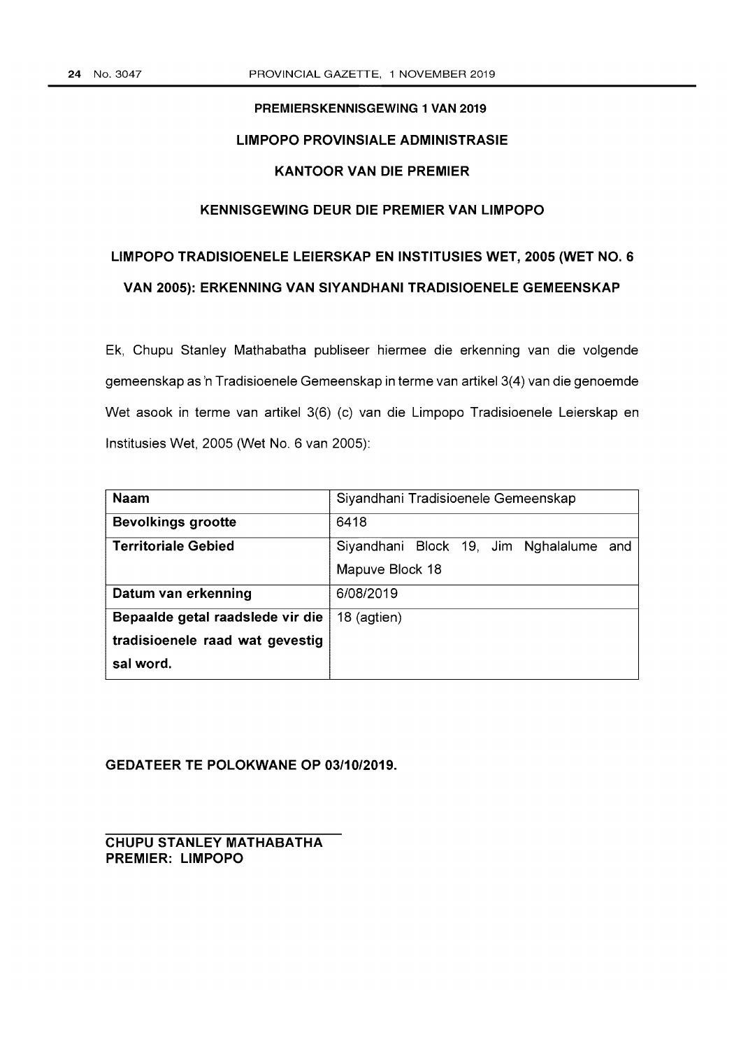**PREMIERSKENNISGEWING 1 VAN 2019**

**LIMPOPO PROVINSIALE ADMINISTRASIE**

**KANTOOR VAN DIE PREMIER**

**KENNISGEWING DEUR DIE PREMIER VAN LIMPOPO**

**LIMPOPO TRADISIOENELE LEIERSKAP EN INSTITUSIES WET, 2005 (WET NO. 6 VAN 2005): ERKENNING VAN SIYANDHANI TRADISIOENELE GEMEENSKAP**

Ek, Chupu Stanley Mathabatha publiseer hiermee die erkenning van die volgende gemeenskap as 'n Tradisioenele Gemeenskap in terme van artikel 3(4) van die genoemde Wet asook in terme van artikel 3(6) (c) van die Limpopo Tradisioenele Leierskap en Institusies Wet, 2005 (Wet No. 6 van 2005):

| **Naam** | Siyandhani Tradisioenele Gemeenskap |
|---|---|
| **Bevolkings grootte** | 6418 |
| **Territoriale Gebied** | Siyandhani Block 19, Jim Nghalalume and Mapuve Block 18 |
| **Datum van erkenning** | 6/08/2019 |
| **Bepaalde getal raadslede vir die tradisioenele raad wat gevestig sal word.** | 18 (agtien) |

**GEDATEER TE POLOKWANE OP 03/10/2019.**

**CHUPU STANLEY MATHABATHA**
**PREMIER: LIMPOPO**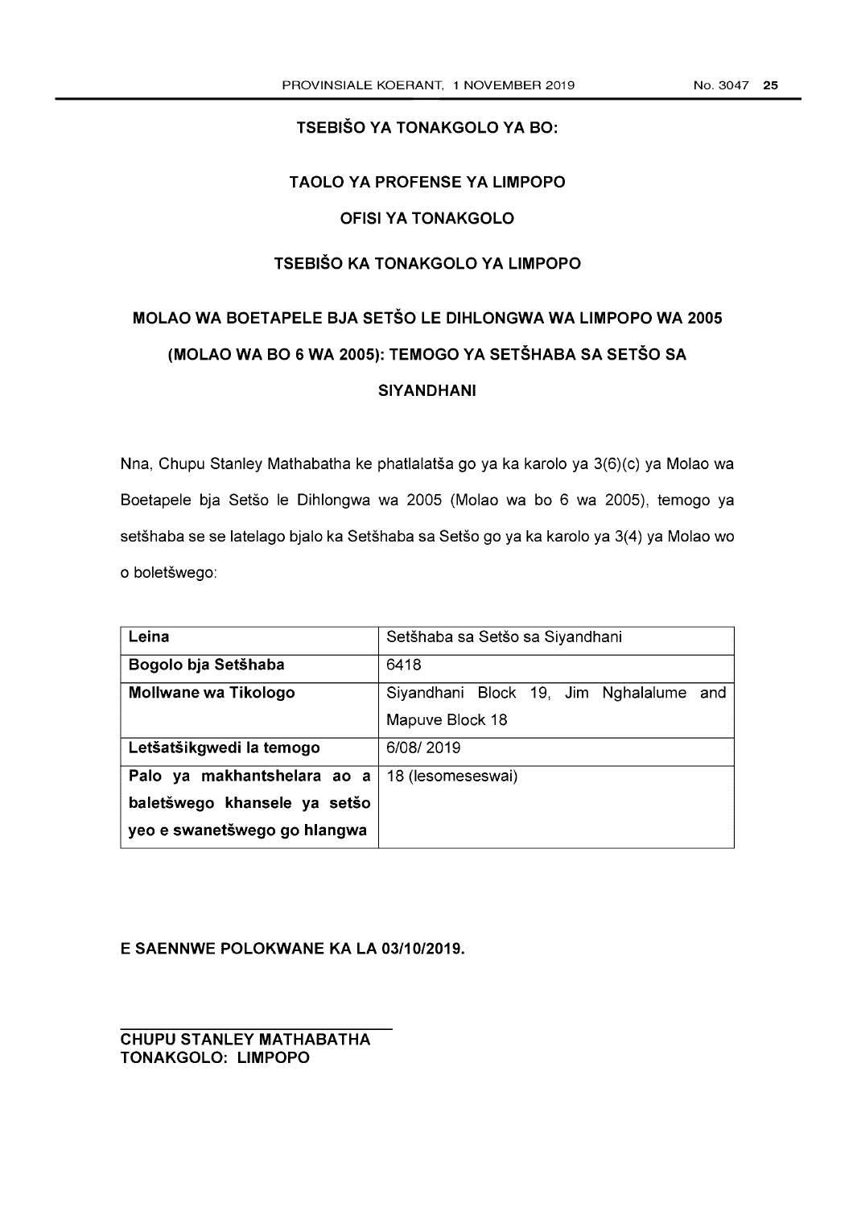# TSEBIŠO YA TONAKGOLO YA BO:

## TAOLO YA PROFENSE YA LIMPOPO

## OFISI YA TONAKGOLO

## TSEBIŠO KA TONAKGOLO YA LIMPOPO

## MOLAO WA BOETAPELE BJA SETŠO LE DIHLONGWA WA LIMPOPO WA 2005 (MOLAO WA BO 6 WA 2005): TEMOGO YA SETŠHABA SA SETŠO SA SIYANDHANI

Nna, Chupu Stanley Mathabatha ke phatlalatša go ya ka karolo ya 3(6)(c) ya Molao wa Boetapele bja Setšo le Dihlongwa wa 2005 (Molao wa bo 6 wa 2005), temogo ya setšhaba se se latelago bjalo ka Setšhaba sa Setšo go ya ka karolo ya 3(4) ya Molao wo o boletšwego:

| **Leina** | Setšhaba sa Setšo sa Siyandhani |
|---|---|
| **Bogolo bja Setšhaba** | 6418 |
| **Mollwane wa Tikologo** | Siyandhani Block 19, Jim Nghalalume and Mapuve Block 18 |
| **Letšatšikgwedi la temogo** | 6/08/ 2019 |
| **Palo ya makhantshelara ao a baletšwego khansele ya setšo yeo e swanetšwego go hlangwa** | 18 (lesomeseswai) |

**E SAENNWE POLOKWANE KA LA 03/10/2019.**

**CHUPU STANLEY MATHABATHA**
**TONAKGOLO: LIMPOPO**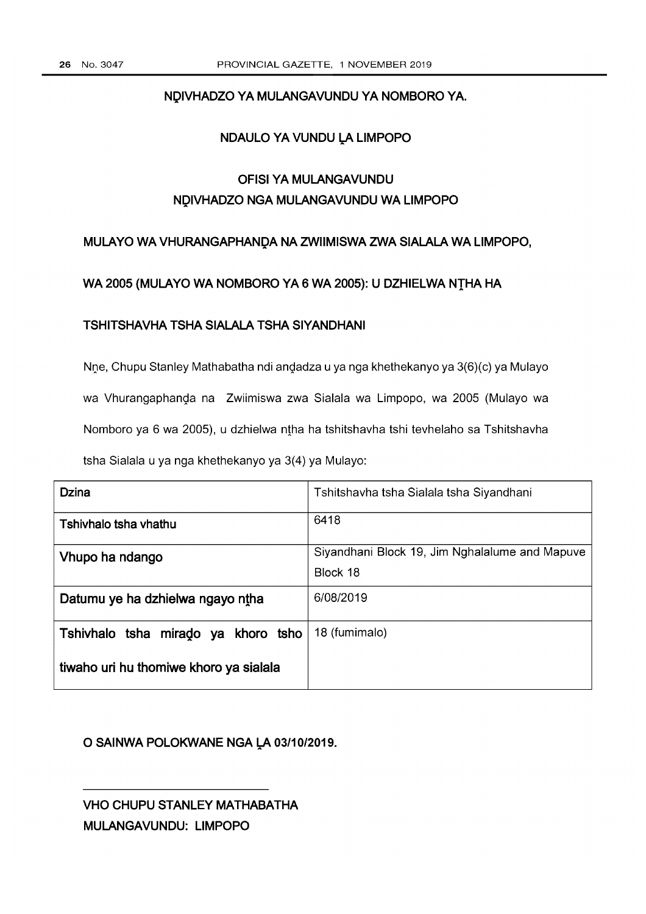**NḒIVHADZO YA MULANGAVUNDU YA NOMBORO YA.**

**NDAULO YA VUNDU ḼA LIMPOPO**

**OFISI YA MULANGAVUNDU**
**NḒIVHADZO NGA MULANGAVUNDU WA LIMPOPO**

**MULAYO WA VHURANGAPHANḒA NA ZWIIMISWA ZWA SIALALA WA LIMPOPO,**

**WA 2005 (MULAYO WA NOMBORO YA 6 WA 2005): U DZHIELWA NṮHA HA**

**TSHITSHAVHA TSHA SIALALA TSHA SIYANDHANI**

Nṋe, Chupu Stanley Mathabatha ndi anḓadza u ya nga khethekanyo ya 3(6)(c) ya Mulayo wa Vhurangaphanḓa na Zwiimiswa zwa Sialala wa Limpopo, wa 2005 (Mulayo wa Nomboro ya 6 wa 2005), u dzhielwa nṯha ha tshitshavha tshi tevhelaho sa Tshitshavha tsha Sialala u ya nga khethekanyo ya 3(4) ya Mulayo:

| **Dzina** | Tshitshavha tsha Sialala tsha Siyandhani |
|---|---|
| **Tshivhalo tsha vhathu** | 6418 |
| **Vhupo ha ndango** | Siyandhani Block 19, Jim Nghalalume and Mapuve Block 18 |
| **Datumu ye ha dzhielwa ngayo nṯha** | 6/08/2019 |
| **Tshivhalo tsha miraḓo ya khoro tsho tiwaho uri hu thomiwe khoro ya sialala** | 18 (fumimalo) |

**O SAINWA POLOKWANE NGA ḼA 03/10/2019.**

______________________________

**VHO CHUPU STANLEY MATHABATHA**
**MULANGAVUNDU: LIMPOPO**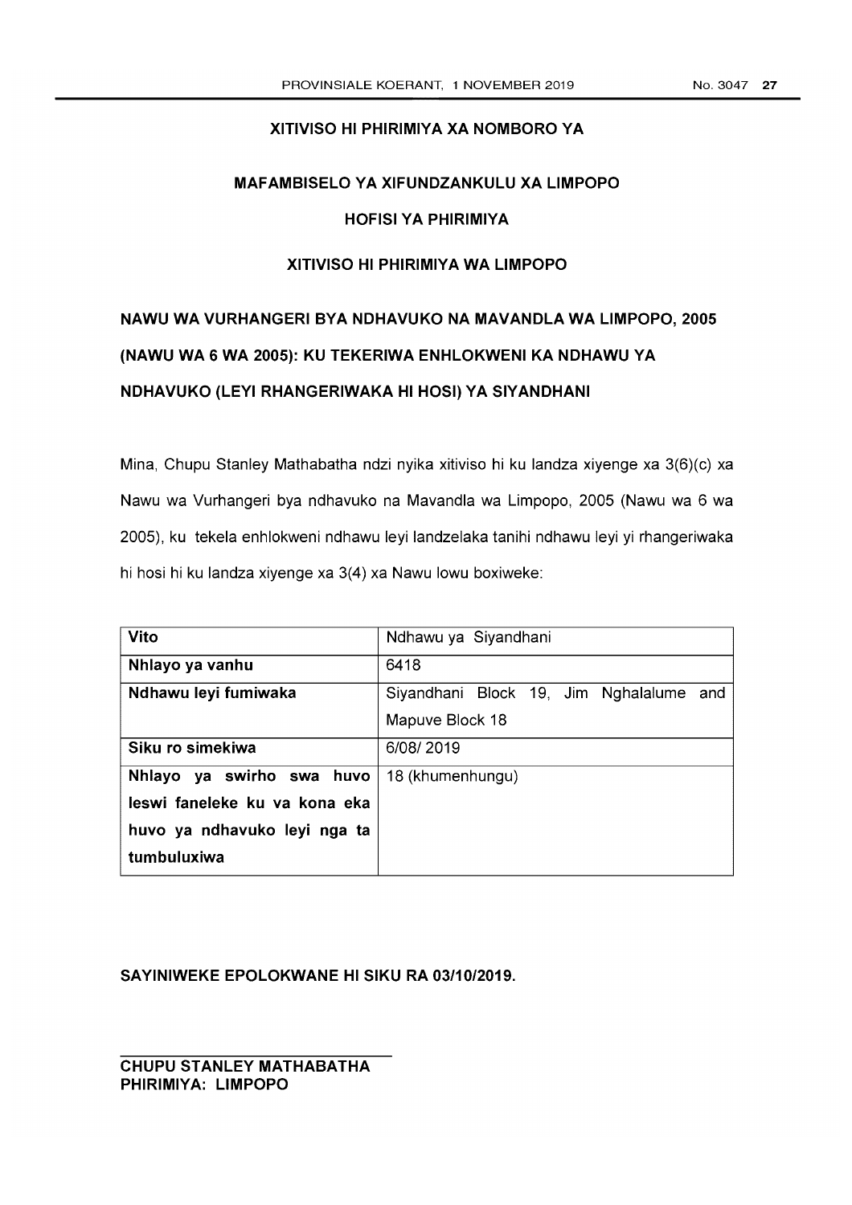## XITIVISO HI PHIRIMIYA XA NOMBORO YA

## MAFAMBISELO YA XIFUNDZANKULU XA LIMPOPO

## HOFISI YA PHIRIMIYA

## XITIVISO HI PHIRIMIYA WA LIMPOPO

## NAWU WA VURHANGERI BYA NDHAVUKO NA MAVANDLA WA LIMPOPO, 2005 (NAWU WA 6 WA 2005): KU TEKERIWA ENHLOKWENI KA NDHAWU YA NDHAVUKO (LEYI RHANGERIWAKA HI HOSI) YA SIYANDHANI

Mina, Chupu Stanley Mathabatha ndzi nyika xitiviso hi ku landza xiyenge xa 3(6)(c) xa Nawu wa Vurhangeri bya ndhavuko na Mavandla wa Limpopo, 2005 (Nawu wa 6 wa 2005), ku tekela enhlokweni ndhawu leyi landzelaka tanihi ndhawu leyi yi rhangeriwaka hi hosi hi ku landza xiyenge xa 3(4) xa Nawu lowu boxiweke:

| **Vito** | Ndhawu ya Siyandhani |
|---|---|
| **Nhlayo ya vanhu** | 6418 |
| **Ndhawu leyi fumiwaka** | Siyandhani Block 19, Jim Nghalalume and Mapuve Block 18 |
| **Siku ro simekiwa** | 6/08/ 2019 |
| **Nhlayo ya swirho swa huvo leswi faneleke ku va kona eka huvo ya ndhavuko leyi nga ta tumbuluxiwa** | 18 (khumenhungu) |

**SAYINIWEKE EPOLOKWANE HI SIKU RA 03/10/2019.**

**CHUPU STANLEY MATHABATHA**
**PHIRIMIYA: LIMPOPO**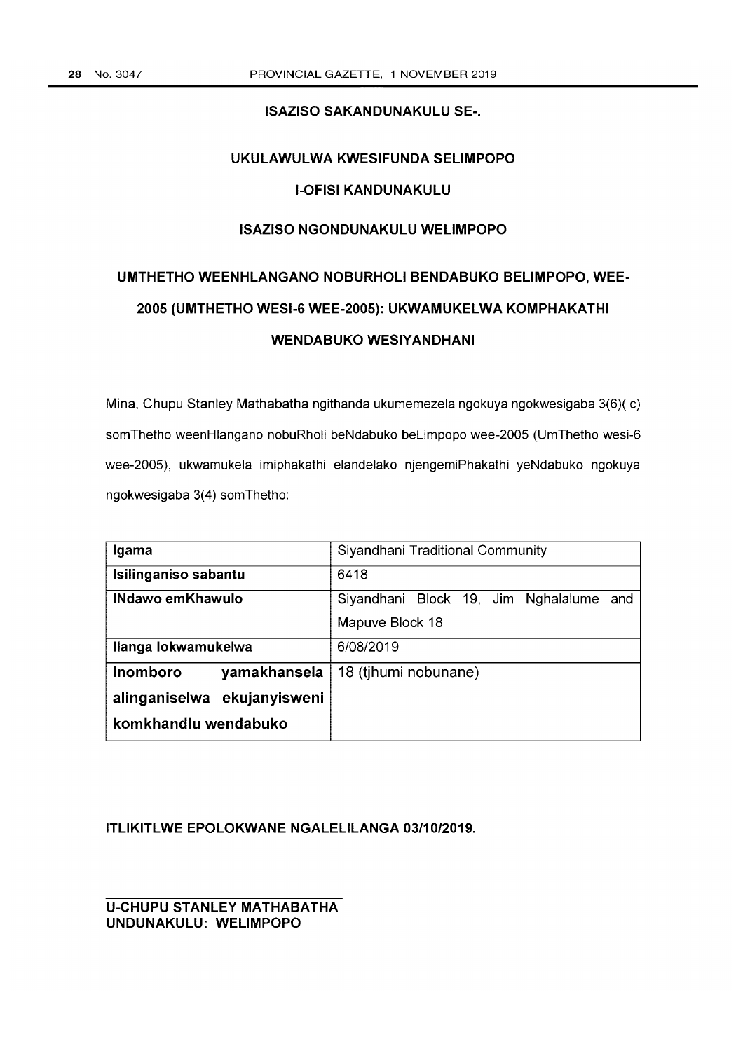## ISAZISO SAKANDUNAKULU SE-.

## UKULAWULWA KWESIFUNDA SELIMPOPO

## I-OFISI KANDUNAKULU

## ISAZISO NGONDUNAKULU WELIMPOPO

## UMTHETHO WEENHLANGANO NOBURHOLI BENDABUKO BELIMPOPO, WEE-2005 (UMTHETHO WESI-6 WEE-2005): UKWAMUKELWA KOMPHAKATHI WENDABUKO WESIYANDHANI

Mina, Chupu Stanley Mathabatha ngithanda ukumemezela ngokuya ngokwesigaba 3(6)( c) somThetho weenHlangano nobuRholi beNdabuko beLimpopo wee-2005 (UmThetho wesi-6 wee-2005), ukwamukela imiphakathi elandelako njengemiPhakathi yeNdabuko ngokuya ngokwesigaba 3(4) somThetho:

| **Igama** | Siyandhani Traditional Community |
|---|---|
| **Isilinganiso sabantu** | 6418 |
| **INdawo emKhawulo** | Siyandhani Block 19, Jim Nghalalume and Mapuve Block 18 |
| **Ilanga lokwamukelwa** | 6/08/2019 |
| **Inomboro yamakhansela alinganiselwa ekujanyisweni komkhandlu wendabuko** | 18 (tjhumi nobunane) |

**ITLIKITLWE EPOLOKWANE NGALELILANGA 03/10/2019.**

**U-CHUPU STANLEY MATHABATHA**
**UNDUNAKULU: WELIMPOPO**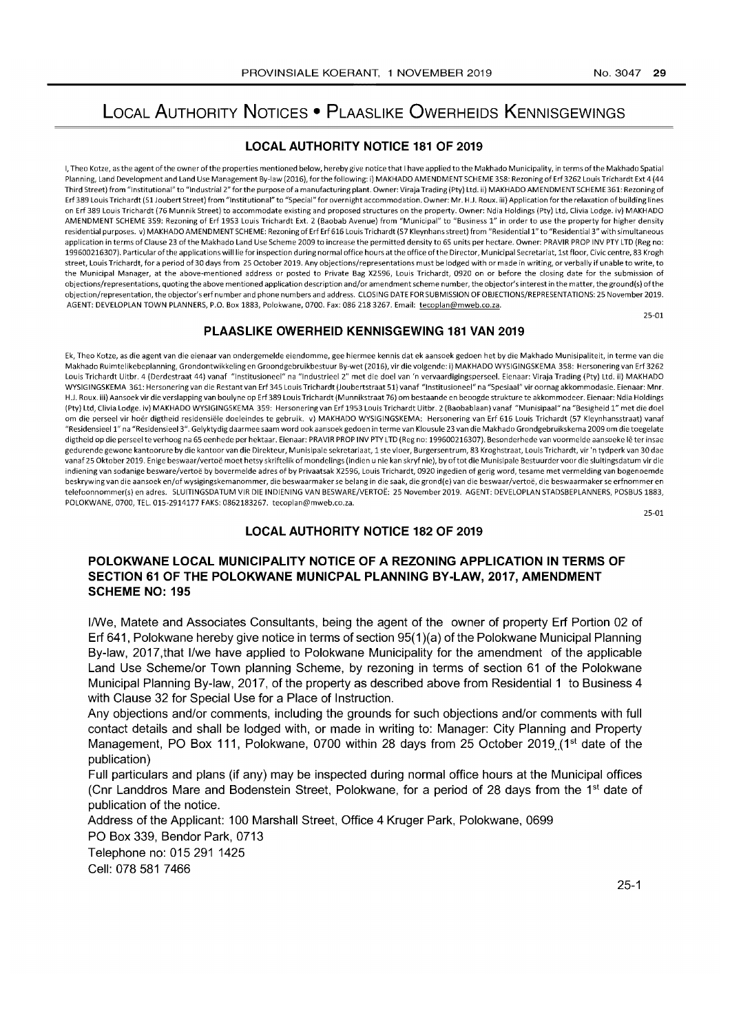# Local Authority Notices • Plaaslike Owerheids Kennisgewings

## LOCAL AUTHORITY NOTICE 181 OF 2019

I, Theo Kotze, as the agent of the owner of the properties mentioned below, hereby give notice that I have applied to the Makhado Municipality, in terms of the Makhado Spatial Planning, Land Development and Land Use Management By-law (2016), for the following: i) MAKHADO AMENDMENT SCHEME 358: Rezoning of Erf 3262 Louis Trichardt Ext 4 (44 Third Street) from "Institutional" to "Industrial 2" for the purpose of a manufacturing plant. Owner: Viraja Trading (Pty) Ltd. ii) MAKHADO AMENDMENT SCHEME 361: Rezoning of Erf 389 Louis Trichardt (51 Joubert Street) from "Institutional" to "Special" for overnight accommodation. Owner: Mr. H.J. Roux. iii) Application for the relaxation of building lines on Erf 389 Louis Trichardt (76 Munnik Street) to accommodate existing and proposed structures on the property. Owner: Ndia Holdings (Pty) Ltd, Clivia Lodge. iv) MAKHADO AMENDMENT SCHEME 359: Rezoning of Erf 1953 Louis Trichardt Ext. 2 (Baobab Avenue) from "Municipal" to "Business 1" in order to use the property for higher density residential purposes. v) MAKHADO AMENDMENT SCHEME: Rezoning of Erf Erf 616 Louis Trichardt (57 Kleynhans street) from "Residential 1" to "Residential 3" with simultaneous application in terms of Clause 23 of the Makhado Land Use Scheme 2009 to increase the permitted density to 65 units per hectare. Owner: PRAVIR PROP INV PTY LTD (Reg no: 199600216307). Particular of the applications will lie for inspection during normal office hours at the office of the Director, Municipal Secretariat, 1st floor, Civic centre, 83 Krogh street, Louis Trichardt, for a period of 30 days from 25 October 2019. Any objections/representations must be lodged with or made in writing, or verbally if unable to write, to the Municipal Manager, at the above-mentioned address or posted to Private Bag X2596, Louis Trichardt, 0920 on or before the closing date for the submission of objections/representations, quoting the above mentioned application description and/or amendment scheme number, the objector's interest in the matter, the ground(s) of the objection/representation, the objector's erf number and phone numbers and address. CLOSING DATE FOR SUBMISSION OF OBJECTIONS/REPRESENTATIONS: 25 November 2019. AGENT: DEVELOPLAN TOWN PLANNERS, P.O. Box 1883, Polokwane, 0700. Fax: 086 218 3267. Email: tecoplan@mweb.co.za.

25-01

## PLAASLIKE OWERHEID KENNISGEWING 181 VAN 2019

Ek, Theo Kotze, as die agent van die eienaar van ondergemelde eiendomme, gee hiermee kennis dat ek aansoek gedoen het by die Makhado Munisipaliteit, in terme van die Makhado Ruimtelikebeplanning, Grondontwikkeling en Groondgebruikbestuur By-wet (2016), vir die volgende: i) MAKHADO WYSIGINGSKEMA 358: Hersonering van Erf 3262 Louis Trichardt Uitbr. 4 (Derdestraat 44) vanaf "Institusioneel" na "Industrieel 2" met die doel van 'n vervaardigingsperseel. Eienaar: Viraja Trading (Pty) Ltd. ii) MAKHADO WYSIGINGSKEMA 361: Hersonering van die Restant van Erf 345 Louis Trichardt (Joubertstraat 51) vanaf "Institusioneel" na "Spesiaal" vir oornag akkommodasie. Eienaar: Mnr. H.J. Roux. iii) Aansoek vir die verslapping van boulyne op Erf 389 Louis Trichardt (Munnikstraat 76) om bestaande en beoogde strukture te akkommodeer. Eienaar: Ndia Holdings (Pty) Ltd, Clivia Lodge. iv) MAKHADO WYSIGINGSKEMA 359: Hersonering van Erf 1953 Louis Trichardt Uitbr. 2 (Baobablaan) vanaf "Munisipaal" na "Besigheid 1" met die doel om die perseel vir hoër digtheid residensiële doeleindes te gebruik. v) MAKHADO WYSIGINGSKEMA: Hersonering van Erf 616 Louis Trichardt (57 Kleynhansstraat) vanaf "Residensieel 1" na "Residensieel 3". Gelyktydig daarmee saam word ook aansoek gedoen in terme van Klousule 23 van die Makhado Grondgebruikskema 2009 om die toegelate digtheid op die perseel te verhoog na 65 eenhede per hektaar. Eienaar: PRAVIR PROP INV PTY LTD (Reg no: 199600216307). Besonderhede van voormelde aansoeke lê ter insae gedurende gewone kantoorure by die kantoor van die Direkteur, Munisipale sekretariaat, 1 ste vloer, Burgersentrum, 83 Kroghstraat, Louis Trichardt, vir 'n tydperk van 30 dae vanaf 25 Oktober 2019. Enige beswaar/vertoë moet hetsy skriftelik of mondelings (indien u nie kan skryf nie), by of tot die Munisipale Bestuurder voor die sluitingsdatum vir die indiening van sodanige besware/vertoë by bovermelde adres of by Privaatsak X2596, Louis Trichardt, 0920 ingedien of gerig word, tesame met vermelding van bogenoemde beskrywing van die aansoek en/of wysigingskemanommer, die beswaarmaker se belang in die saak, die grond(e) van die beswaar/vertoë, die beswaarmaker se erfnommer en telefoonnommer(s) en adres. SLUITINGSDATUM VIR DIE INDIENING VAN BESWARE/VERTOË: 25 November 2019. AGENT: DEVELOPLAN STADSBEPLANNERS, POSBUS 1883, POLOKWANE, 0700, TEL. 015-2914177 FAKS: 0862183267. tecoplan@mweb.co.za.

25-01

## LOCAL AUTHORITY NOTICE 182 OF 2019

### POLOKWANE LOCAL MUNICIPALITY NOTICE OF A REZONING APPLICATION IN TERMS OF SECTION 61 OF THE POLOKWANE MUNICPAL PLANNING BY-LAW, 2017, AMENDMENT SCHEME NO: 195

I/We, Matete and Associates Consultants, being the agent of the owner of property Erf Portion 02 of Erf 641, Polokwane hereby give notice in terms of section 95(1)(a) of the Polokwane Municipal Planning By-law, 2017,that I/we have applied to Polokwane Municipality for the amendment of the applicable Land Use Scheme/or Town planning Scheme, by rezoning in terms of section 61 of the Polokwane Municipal Planning By-law, 2017, of the property as described above from Residential 1 to Business 4 with Clause 32 for Special Use for a Place of Instruction.

Any objections and/or comments, including the grounds for such objections and/or comments with full contact details and shall be lodged with, or made in writing to: Manager: City Planning and Property Management, PO Box 111, Polokwane, 0700 within 28 days from 25 October 2019.(1st date of the publication)

Full particulars and plans (if any) may be inspected during normal office hours at the Municipal offices (Cnr Landdros Mare and Bodenstein Street, Polokwane, for a period of 28 days from the 1st date of publication of the notice.

Address of the Applicant: 100 Marshall Street, Office 4 Kruger Park, Polokwane, 0699
PO Box 339, Bendor Park, 0713
Telephone no: 015 291 1425
Cell: 078 581 7466

25-1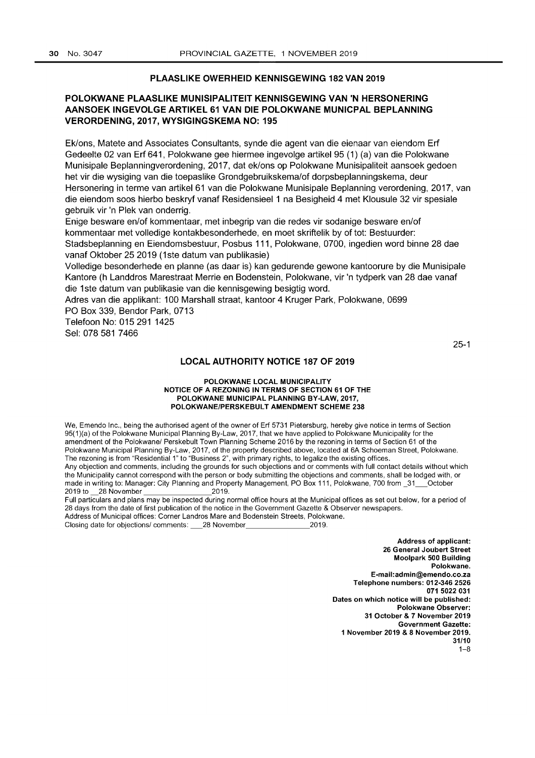## PLAASLIKE OWERHEID KENNISGEWING 182 VAN 2019

### POLOKWANE PLAASLIKE MUNISIPALITEIT KENNISGEWING VAN 'N HERSONERING AANSOEK INGEVOLGE ARTIKEL 61 VAN DIE POLOKWANE MUNICPAL BEPLANNING VERORDENING, 2017, WYSIGINGSKEMA NO: 195

Ek/ons, Matete and Associates Consultants, synde die agent van die eienaar van eiendom Erf Gedeelte 02 van Erf 641, Polokwane gee hiermee ingevolge artikel 95 (1) (a) van die Polokwane Munisipale Beplanningverordening, 2017, dat ek/ons op Polokwane Munisipaliteit aansoek gedoen het vir die wysiging van die toepaslike Grondgebruikskema/of dorpsbeplanningskema, deur Hersonering in terme van artikel 61 van die Polokwane Munisipale Beplanning verordening, 2017, van die eiendom soos hierbo beskryf vanaf Residensieel 1 na Besigheid 4 met Klousule 32 vir spesiale gebruik vir 'n Plek van onderrig.

Enige besware en/of kommentaar, met inbegrip van die redes vir sodanige besware en/of kommentaar met volledige kontakbesonderhede, en moet skriftelik by of tot: Bestuurder: Stadsbeplanning en Eiendomsbestuur, Posbus 111, Polokwane, 0700, ingedien word binne 28 dae vanaf Oktober 25 2019 (1ste datum van publikasie)

Volledige besonderhede en planne (as daar is) kan gedurende gewone kantoorure by die Munisipale Kantore (h Landdros Marestraat Merrie en Bodenstein, Polokwane, vir 'n tydperk van 28 dae vanaf die 1ste datum van publikasie van die kennisgewing besigtig word.

Adres van die applikant: 100 Marshall straat, kantoor 4 Kruger Park, Polokwane, 0699
PO Box 339, Bendor Park, 0713
Telefoon No: 015 291 1425
Sel: 078 581 7466

25-1

## LOCAL AUTHORITY NOTICE 187 OF 2019

**POLOKWANE LOCAL MUNICIPALITY**
**NOTICE OF A REZONING IN TERMS OF SECTION 61 OF THE POLOKWANE MUNICIPAL PLANNING BY-LAW, 2017, POLOKWANE/PERSKEBULT AMENDMENT SCHEME 238**

We, Emendo Inc., being the authorised agent of the owner of Erf 5731 Pietersburg, hereby give notice in terms of Section 95(1)(a) of the Polokwane Municipal Planning By-Law, 2017, that we have applied to Polokwane Municipality for the amendment of the Polokwane/ Perskebult Town Planning Scheme 2016 by the rezoning in terms of Section 61 of the Polokwane Municipal Planning By-Law, 2017, of the property described above, located at 6A Schoeman Street, Polokwane. The rezoning is from "Residential 1" to "Business 2", with primary rights, to legalize the existing offices.

Any objection and comments, including the grounds for such objections and or comments with full contact details without which the Municipality cannot correspond with the person or body submitting the objections and comments, shall be lodged with, or made in writing to: Manager: City Planning and Property Management, PO Box 111, Polokwane, 700 from _31___October 2019 to __28 November________________2019.

Full particulars and plans may be inspected during normal office hours at the Municipal offices as set out below, for a period of 28 days from the date of first publication of the notice in the Government Gazette & Observer newspapers.

Address of Municipal offices: Corner Landros Mare and Bodenstein Streets, Polokwane.

Closing date for objections/ comments: ___28 November________________2019.

**Address of applicant:**
**26 General Joubert Street**
**Moolpark 500 Building**
**Polokwane.**
**E-mail:admin@emendo.co.za**
**Telephone numbers: 012-346 2526**
**071 5022 031**
**Dates on which notice will be published:**
**Polokwane Observer:**
**31 October & 7 November 2019**
**Government Gazette:**
**1 November 2019 & 8 November 2019.**
**31/10**

1–8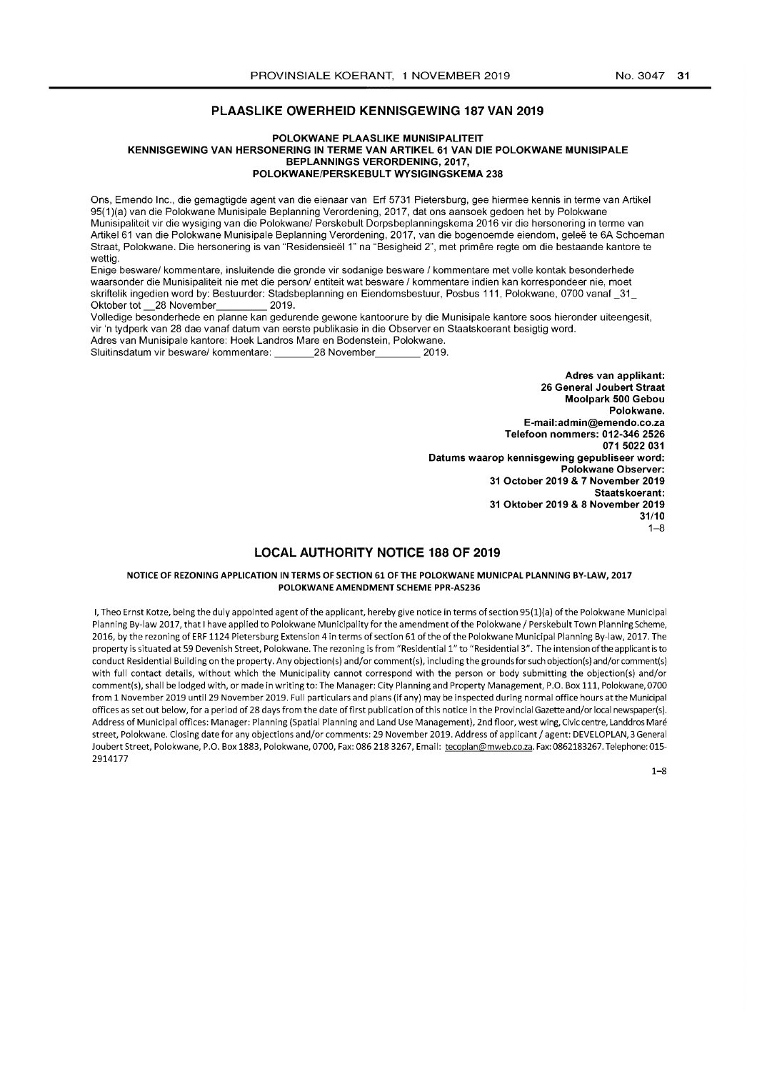## PLAASLIKE OWERHEID KENNISGEWING 187 VAN 2019

**POLOKWANE PLAASLIKE MUNISIPALITEIT**
**KENNISGEWING VAN HERSONERING IN TERME VAN ARTIKEL 61 VAN DIE POLOKWANE MUNISIPALE BEPLANNINGS VERORDENING, 2017,**
**POLOKWANE/PERSKEBULT WYSIGINGSKEMA 238**

Ons, Emendo Inc., die gemagtigde agent van die eienaar van Erf 5731 Pietersburg, gee hiermee kennis in terme van Artikel 95(1)(a) van die Polokwane Munisipale Beplanning Verordening, 2017, dat ons aansoek gedoen het by Polokwane Munisipaliteit vir die wysiging van die Polokwane/ Perskebult Dorpsbeplanningskema 2016 vir die hersonering in terme van Artikel 61 van die Polokwane Munisipale Beplanning Verordening, 2017, van die bogenoemde eiendom, geleë te 6A Schoeman Straat, Polokwane. Die hersonering is van "Residensieël 1" na "Besigheid 2", met primêre regte om die bestaande kantore te wettig.

Enige besware/ kommentare, insluitende die gronde vir sodanige besware / kommentare met volle kontak besonderhede waarsonder die Munisipaliteit nie met die person/ entiteit wat besware / kommentare indien kan korrespondeer nie, moet skriftelik ingedien word by: Bestuurder: Stadsbeplanning en Eiendomsbestuur, Posbus 111, Polokwane, 0700 vanaf _31_ Oktober tot __28 November_________ 2019.

Volledige besonderhede en planne kan gedurende gewone kantoorure by die Munisipale kantore soos hieronder uiteengesit, vir 'n tydperk van 28 dae vanaf datum van eerste publikasie in die Observer en Staatskoerant besigtig word.

Adres van Munisipale kantore: Hoek Landros Mare en Bodenstein, Polokwane.

Sluitinsdatum vir besware/ kommentare: _______28 November________ 2019.

**Adres van applikant:**
**26 General Joubert Straat**
**Moolpark 500 Gebou**
**Polokwane.**
**E-mail:admin@emendo.co.za**
**Telefoon nommers: 012-346 2526**
**071 5022 031**
**Datums waarop kennisgewing gepubliseer word:**
**Polokwane Observer:**
**31 October 2019 & 7 November 2019**
**Staatskoerant:**
**31 Oktober 2019 & 8 November 2019**
**31/10**

1–8

## LOCAL AUTHORITY NOTICE 188 OF 2019

**NOTICE OF REZONING APPLICATION IN TERMS OF SECTION 61 OF THE POLOKWANE MUNICPAL PLANNING BY-LAW, 2017**
**POLOKWANE AMENDMENT SCHEME PPR-AS236**

I, Theo Ernst Kotze, being the duly appointed agent of the applicant, hereby give notice in terms of section 95(1)(a) of the Polokwane Municipal Planning By-law 2017, that I have applied to Polokwane Municipality for the amendment of the Polokwane / Perskebult Town Planning Scheme, 2016, by the rezoning of ERF 1124 Pietersburg Extension 4 in terms of section 61 of the of the Polokwane Municipal Planning By-law, 2017. The property is situated at 59 Devenish Street, Polokwane. The rezoning is from "Residential 1" to "Residential 3". The intension of the applicant is to conduct Residential Building on the property. Any objection(s) and/or comment(s), including the grounds for such objection(s) and/or comment(s) with full contact details, without which the Municipality cannot correspond with the person or body submitting the objection(s) and/or comment(s), shall be lodged with, or made in writing to: The Manager: City Planning and Property Management, P.O. Box 111, Polokwane, 0700 from 1 November 2019 until 29 November 2019. Full particulars and plans (if any) may be inspected during normal office hours at the Municipal offices as set out below, for a period of 28 days from the date of first publication of this notice in the Provincial Gazette and/or local newspaper(s). Address of Municipal offices: Manager: Planning (Spatial Planning and Land Use Management), 2nd floor, west wing, Civic centre, Landdros Maré street, Polokwane. Closing date for any objections and/or comments: 29 November 2019. Address of applicant / agent: DEVELOPLAN, 3 General Joubert Street, Polokwane, P.O. Box 1883, Polokwane, 0700, Fax: 086 218 3267, Email: tecoplan@mweb.co.za. Fax: 0862183267. Telephone: 015-2914177

1–8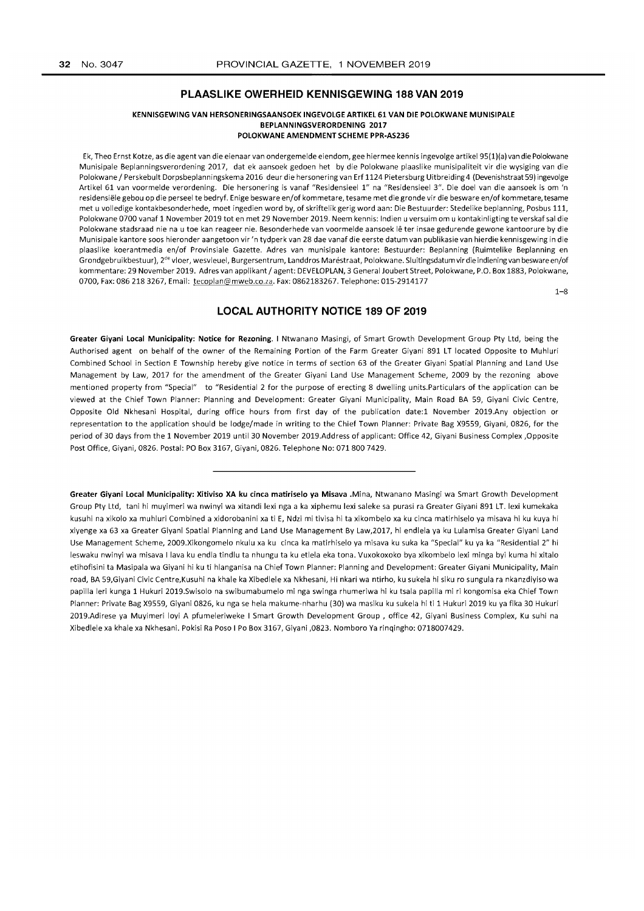## PLAASLIKE OWERHEID KENNISGEWING 188 VAN 2019

### KENNISGEWING VAN HERSONERINGSAANSOEK INGEVOLGE ARTIKEL 61 VAN DIE POLOKWANE MUNISIPALE BEPLANNINGSVERORDENING 2017
### POLOKWANE AMENDMENT SCHEME PPR-AS236

Ek, Theo Ernst Kotze, as die agent van die eienaar van ondergemelde eiendom, gee hiermee kennis ingevolge artikel 95(1)(a) van die Polokwane Munisipale Beplanningsverordening 2017, dat ek aansoek gedoen het by die Polokwane plaaslike munisipaliteit vir die wysiging van die Polokwane / Perskebult Dorpsbeplanningskema 2016 deur die hersonering van Erf 1124 Pietersburg Uitbreiding 4 (Devenishstraat 59) ingevolge Artikel 61 van voormelde verordening. Die hersonering is vanaf "Residensieel 1" na "Residensieel 3". Die doel van die aansoek is om 'n residensiële gebou op die perseel te bedryf. Enige besware en/of kommetare, tesame met die gronde vir die besware en/of kommetare, tesame met u volledige kontakbesonderhede, moet ingedien word by, of skriftelik gerig word aan: Die Bestuurder: Stedelike beplanning, Posbus 111, Polokwane 0700 vanaf 1 November 2019 tot en met 29 November 2019. Neem kennis: Indien u versuim om u kontakinligting te verskaf sal die Polokwane stadsraad nie na u toe kan reageer nie. Besonderhede van voormelde aansoek lê ter insae gedurende gewone kantoorure by die Munisipale kantore soos hieronder aangetoon vir 'n tydperk van 28 dae vanaf die eerste datum van publikasie van hierdie kennisgewing in die plaaslike koerantmedia en/of Provinsiale Gazette. Adres van munisipale kantore: Bestuurder: Beplanning (Ruimtelike Beplanning en Grondgebruikbestuur), 2[de] vloer, wesvleuel, Burgersentrum, Landdros Maréstraat, Polokwane. Sluitingsdatum vir die indiening van besware en/of kommentare: 29 November 2019. Adres van applikant / agent: DEVELOPLAN, 3 General Joubert Street, Polokwane, P.O. Box 1883, Polokwane, 0700, Fax: 086 218 3267, Email: tecoplan@mweb.co.za. Fax: 0862183267. Telephone: 015-2914177

1–8

## LOCAL AUTHORITY NOTICE 189 OF 2019

**Greater Giyani Local Municipality: Notice for Rezoning.** I Ntwanano Masingi, of Smart Growth Development Group Pty Ltd, being the Authorised agent on behalf of the owner of the Remaining Portion of the Farm Greater Giyani 891 LT located Opposite to Muhluri Combined School in Section E Township hereby give notice in terms of section 63 of the Greater Giyani Spatial Planning and Land Use Management by Law, 2017 for the amendment of the Greater Giyani Land Use Management Scheme, 2009 by the rezoning above mentioned property from "Special" to "Residential 2 for the purpose of erecting 8 dwelling units.Particulars of the application can be viewed at the Chief Town Planner: Planning and Development: Greater Giyani Municipality, Main Road BA 59, Giyani Civic Centre, Opposite Old Nkhesani Hospital, during office hours from first day of the publication date:1 November 2019.Any objection or representation to the application should be lodge/made in writing to the Chief Town Planner: Private Bag X9559, Giyani, 0826, for the period of 30 days from the 1 November 2019 until 30 November 2019.Address of applicant: Office 42, Giyani Business Complex ,Opposite Post Office, Giyani, 0826. Postal: PO Box 3167, Giyani, 0826. Telephone No: 071 800 7429.

---

**Greater Giyani Local Municipality: Xitiviso XA ku cinca matiriselo ya Misava** .Mina, Ntwanano Masingi wa Smart Growth Development Group Pty Ltd, tani hi muyimeri wa nwinyi wa xitandi lexi nga a ka xiphemu lexi saleke sa purasi ra Greater Giyani 891 LT. lexi kumekaka kusuhi na xikolo xa muhluri Combined a xidorobanini xa ti E, Ndzi mi tivisa hi ta xikombelo xa ku cinca matirhiselo ya misava hi ku kuya hi xiyenge xa 63 xa Greater Giyani Spatial Planning and Land Use Management By Law,2017, hi endlela ya ku Lulamisa Greater Giyani Land Use Management Scheme, 2009.Xikongomelo nkulu xa ku cinca ka matirhiselo ya misava ku suka ka "Special" ku ya ka "Residential 2" hi leswaku nwinyi wa misava I lava ku endla tindlu ta nhungu ta ku etlela eka tona. Vuxokoxoko bya xikombelo lexi minga byi kuma hi xitalo etihofisini ta Masipala wa Giyani hi ku ti hlanganisa na Chief Town Planner: Planning and Development: Greater Giyani Municipality, Main road, BA 59,Giyani Civic Centre,Kusuhi na khale ka Xibedlele xa Nkhesani, Hi nkari wa ntirho, ku sukela hi siku ro sungula ra nkanzdiyiso wa papilla leri kunga 1 Hukuri 2019.Swisolo na swibumabumelo mi nga swinga rhumeriwa hi ku tsala papilla mi ri kongomisa eka Chief Town Planner: Private Bag X9559, Giyani 0826, ku nga se hela makume-nharhu (30) wa masiku ku sukela hi ti 1 Hukuri 2019 ku ya fika 30 Hukuri 2019.Adirese ya Muyimeri loyi A pfumeleriweke I Smart Growth Development Group , office 42, Giyani Business Complex, Ku suhi na Xibedlele xa khale xa Nkhesani. Pokisi Ra Poso I Po Box 3167, Giyani ,0823. Nomboro Ya rinqingho: 0718007429.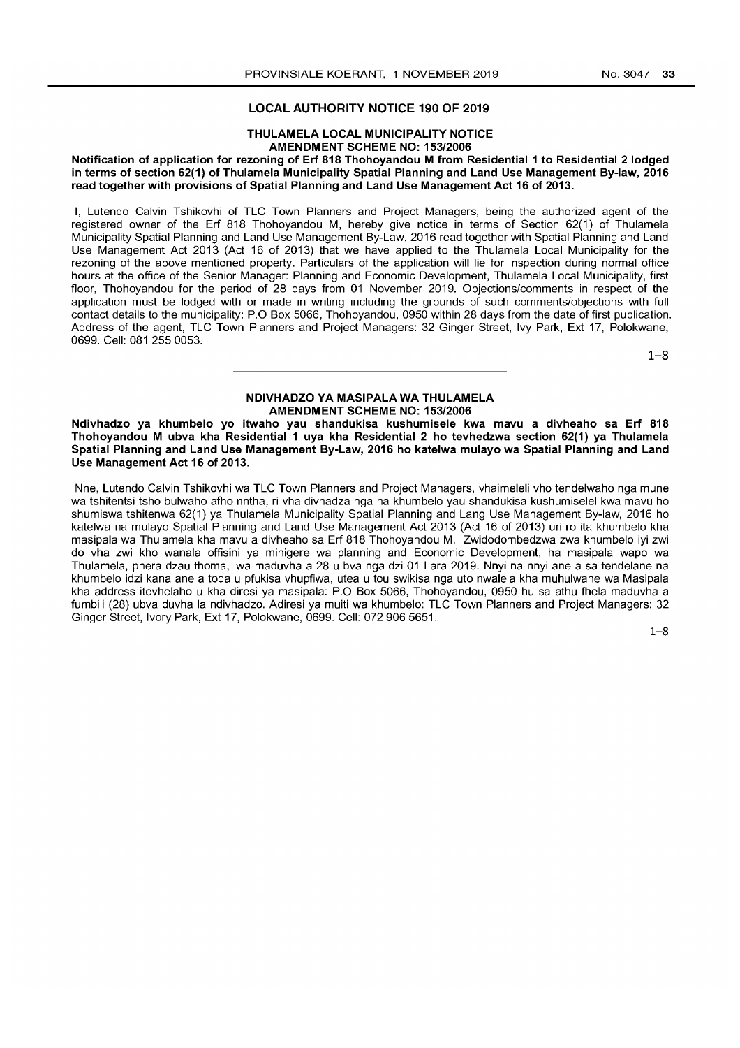## LOCAL AUTHORITY NOTICE 190 OF 2019

### THULAMELA LOCAL MUNICIPALITY NOTICE
### AMENDMENT SCHEME NO: 153/2006

**Notification of application for rezoning of Erf 818 Thohoyandou M from Residential 1 to Residential 2 lodged in terms of section 62(1) of Thulamela Municipality Spatial Planning and Land Use Management By-law, 2016 read together with provisions of Spatial Planning and Land Use Management Act 16 of 2013.**

I, Lutendo Calvin Tshikovhi of TLC Town Planners and Project Managers, being the authorized agent of the registered owner of the Erf 818 Thohoyandou M, hereby give notice in terms of Section 62(1) of Thulamela Municipality Spatial Planning and Land Use Management By-Law, 2016 read together with Spatial Planning and Land Use Management Act 2013 (Act 16 of 2013) that we have applied to the Thulamela Local Municipality for the rezoning of the above mentioned property. Particulars of the application will lie for inspection during normal office hours at the office of the Senior Manager: Planning and Economic Development, Thulamela Local Municipality, first floor, Thohoyandou for the period of 28 days from 01 November 2019. Objections/comments in respect of the application must be lodged with or made in writing including the grounds of such comments/objections with full contact details to the municipality: P.O Box 5066, Thohoyandou, 0950 within 28 days from the date of first publication. Address of the agent, TLC Town Planners and Project Managers: 32 Ginger Street, Ivy Park, Ext 17, Polokwane, 0699. Cell: 081 255 0053.

1–8

---

### NDIVHADZO YA MASIPALA WA THULAMELA
### AMENDMENT SCHEME NO: 153/2006

**Ndivhadzo ya khumbelo yo itwaho yau shandukisa kushumisele kwa mavu a divheaho sa Erf 818 Thohoyandou M ubva kha Residential 1 uya kha Residential 2 ho tevhedzwa section 62(1) ya Thulamela Spatial Planning and Land Use Management By-Law, 2016 ho katelwa mulayo wa Spatial Planning and Land Use Management Act 16 of 2013.**

Nne, Lutendo Calvin Tshikovhi wa TLC Town Planners and Project Managers, vhaimeleli vho tendelwaho nga mune wa tshitentsi tsho bulwaho afho nntha, ri vha divhadza nga ha khumbelo yau shandukisa kushumiselel kwa mavu ho shumiswa tshitenwa 62(1) ya Thulamela Municipality Spatial Planning and Lang Use Management By-law, 2016 ho katelwa na mulayo Spatial Planning and Land Use Management Act 2013 (Act 16 of 2013) uri ro ita khumbelo kha masipala wa Thulamela kha mavu a divheaho sa Erf 818 Thohoyandou M. Zwidodombedzwa zwa khumbelo iyi zwi do vha zwi kho wanala offisini ya minigere wa planning and Economic Development, ha masipala wapo wa Thulamela, phera dzau thoma, lwa maduvha a 28 u bva nga dzi 01 Lara 2019. Nnyi na nnyi ane a sa tendelane na khumbelo idzi kana ane a toda u pfukisa vhupfiwa, utea u tou swikisa nga uto nwalela kha muhulwane wa Masipala kha address itevhelaho u kha diresi ya masipala: P.O Box 5066, Thohoyandou, 0950 hu sa athu fhela maduvha a fumbili (28) ubva duvha la ndivhadzo. Adiresi ya muiti wa khumbelo: TLC Town Planners and Project Managers: 32 Ginger Street, Ivory Park, Ext 17, Polokwane, 0699. Cell: 072 906 5651.

1–8